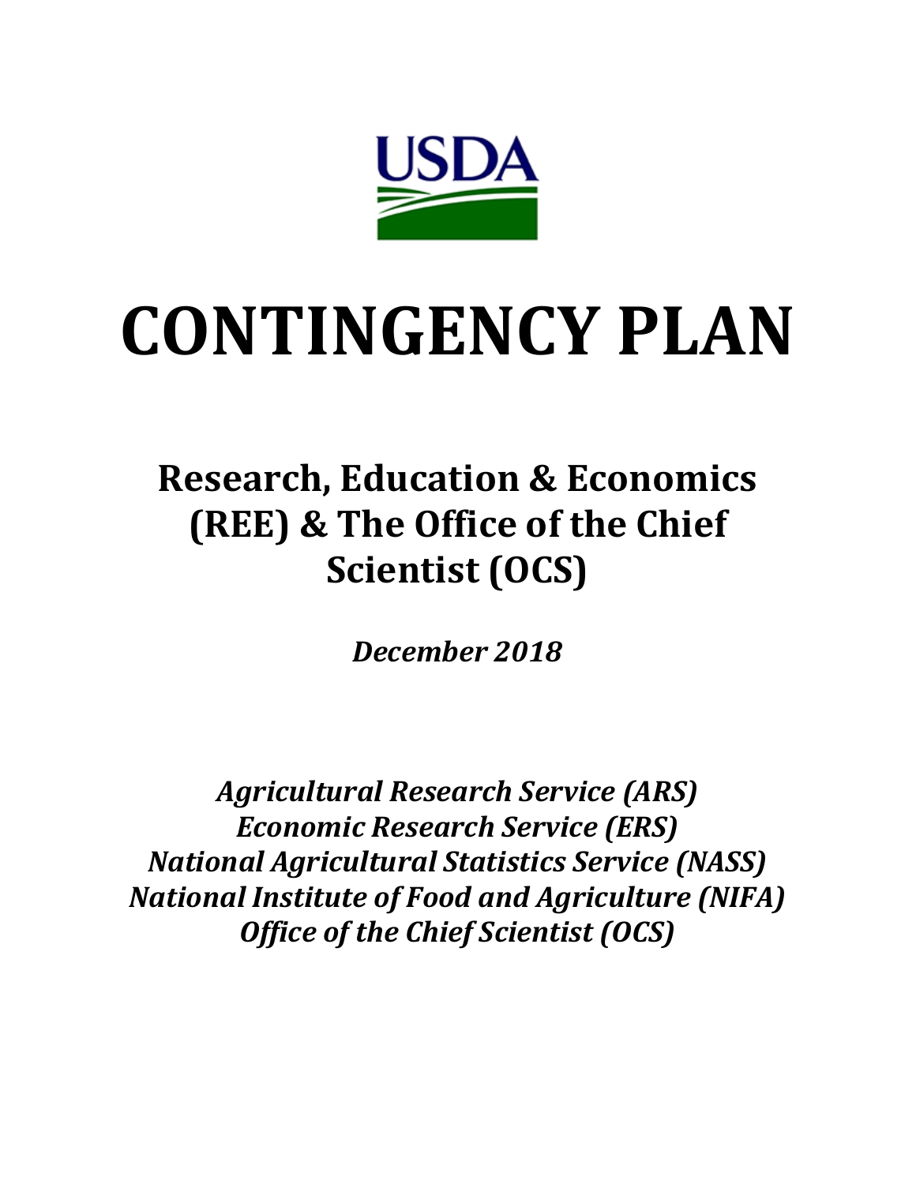USDA

# CONTINGENCY PLAN

## Research, Education & Economics (REE) & The Office of the Chief Scientist (OCS)

***December 2018***

***Agricultural Research Service (ARS)***
***Economic Research Service (ERS)***
***National Agricultural Statistics Service (NASS)***
***National Institute of Food and Agriculture (NIFA)***
***Office of the Chief Scientist (OCS)***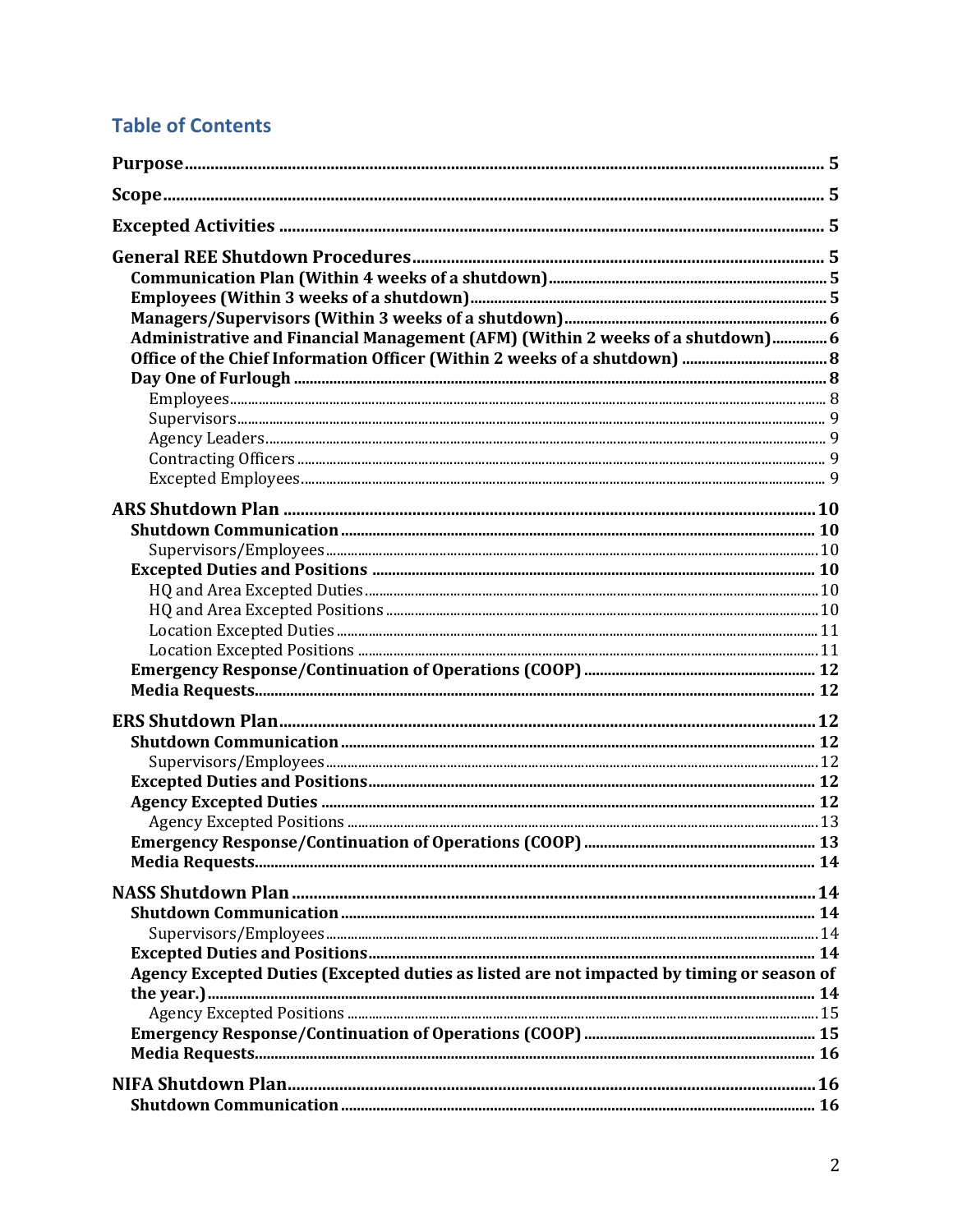## Table of Contents

**Purpose** ..... 5

**Scope** ..... 5

**Excepted Activities** ..... 5

**General REE Shutdown Procedures** ..... 5

- **Communication Plan (Within 4 weeks of a shutdown)** ..... 5
- **Employees (Within 3 weeks of a shutdown)** ..... 5
- **Managers/Supervisors (Within 3 weeks of a shutdown)** ..... 6
- **Administrative and Financial Management (AFM) (Within 2 weeks of a shutdown)** ..... 6
- **Office of the Chief Information Officer (Within 2 weeks of a shutdown)** ..... 8
- **Day One of Furlough** ..... 8
  - Employees ..... 8
  - Supervisors ..... 9
  - Agency Leaders ..... 9
  - Contracting Officers ..... 9
  - Excepted Employees ..... 9

**ARS Shutdown Plan** ..... 10

- **Shutdown Communication** ..... 10
  - Supervisors/Employees ..... 10
- **Excepted Duties and Positions** ..... 10
  - HQ and Area Excepted Duties ..... 10
  - HQ and Area Excepted Positions ..... 10
  - Location Excepted Duties ..... 11
  - Location Excepted Positions ..... 11
- **Emergency Response/Continuation of Operations (COOP)** ..... 12
- **Media Requests** ..... 12

**ERS Shutdown Plan** ..... 12

- **Shutdown Communication** ..... 12
  - Supervisors/Employees ..... 12
- **Excepted Duties and Positions** ..... 12
- **Agency Excepted Duties** ..... 12
  - Agency Excepted Positions ..... 13
- **Emergency Response/Continuation of Operations (COOP)** ..... 13
- **Media Requests** ..... 14

**NASS Shutdown Plan** ..... 14

- **Shutdown Communication** ..... 14
  - Supervisors/Employees ..... 14
- **Excepted Duties and Positions** ..... 14
- **Agency Excepted Duties (Excepted duties as listed are not impacted by timing or season of the year.)** ..... 14
  - Agency Excepted Positions ..... 15
- **Emergency Response/Continuation of Operations (COOP)** ..... 15
- **Media Requests** ..... 16

**NIFA Shutdown Plan** ..... 16

- **Shutdown Communication** ..... 16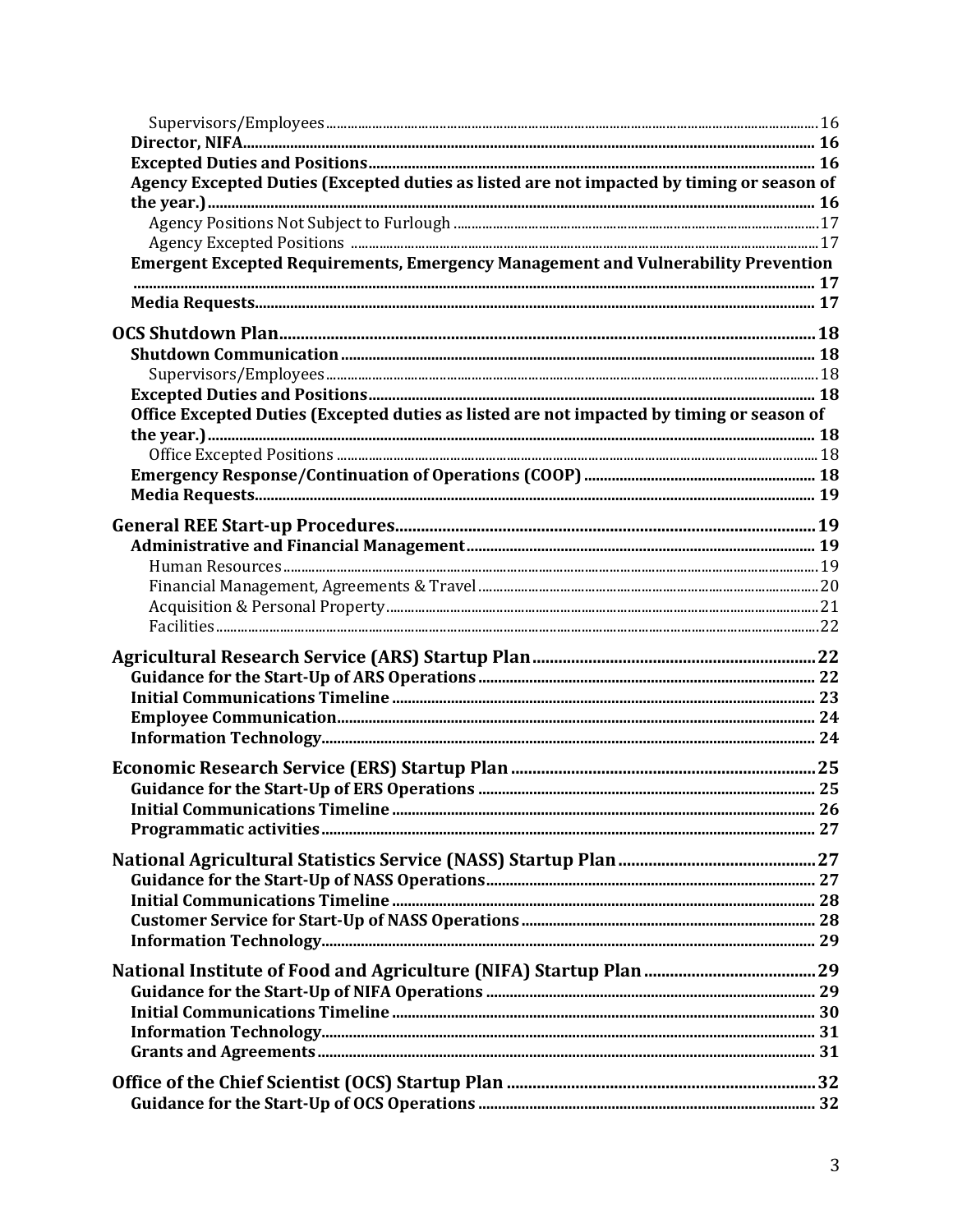- Supervisors/Employees ..... 16
- **Director, NIFA** ..... 16
- **Excepted Duties and Positions** ..... 16
- **Agency Excepted Duties (Excepted duties as listed are not impacted by timing or season of the year.)** ..... 16
  - Agency Positions Not Subject to Furlough ..... 17
  - Agency Excepted Positions ..... 17
- **Emergent Excepted Requirements, Emergency Management and Vulnerability Prevention** ..... 17
- **Media Requests** ..... 17

**OCS Shutdown Plan** ..... 18
- **Shutdown Communication** ..... 18
  - Supervisors/Employees ..... 18
- **Excepted Duties and Positions** ..... 18
- **Office Excepted Duties (Excepted duties as listed are not impacted by timing or season of the year.)** ..... 18
  - Office Excepted Positions ..... 18
- **Emergency Response/Continuation of Operations (COOP)** ..... 18
- **Media Requests** ..... 19

**General REE Start-up Procedures** ..... 19
- **Administrative and Financial Management** ..... 19
  - Human Resources ..... 19
  - Financial Management, Agreements & Travel ..... 20
  - Acquisition & Personal Property ..... 21
  - Facilities ..... 22

**Agricultural Research Service (ARS) Startup Plan** ..... 22
- **Guidance for the Start-Up of ARS Operations** ..... 22
- **Initial Communications Timeline** ..... 23
- **Employee Communication** ..... 24
- **Information Technology** ..... 24

**Economic Research Service (ERS) Startup Plan** ..... 25
- **Guidance for the Start-Up of ERS Operations** ..... 25
- **Initial Communications Timeline** ..... 26
- **Programmatic activities** ..... 27

**National Agricultural Statistics Service (NASS) Startup Plan** ..... 27
- **Guidance for the Start-Up of NASS Operations** ..... 27
- **Initial Communications Timeline** ..... 28
- **Customer Service for Start-Up of NASS Operations** ..... 28
- **Information Technology** ..... 29

**National Institute of Food and Agriculture (NIFA) Startup Plan** ..... 29
- **Guidance for the Start-Up of NIFA Operations** ..... 29
- **Initial Communications Timeline** ..... 30
- **Information Technology** ..... 31
- **Grants and Agreements** ..... 31

**Office of the Chief Scientist (OCS) Startup Plan** ..... 32
- **Guidance for the Start-Up of OCS Operations** ..... 32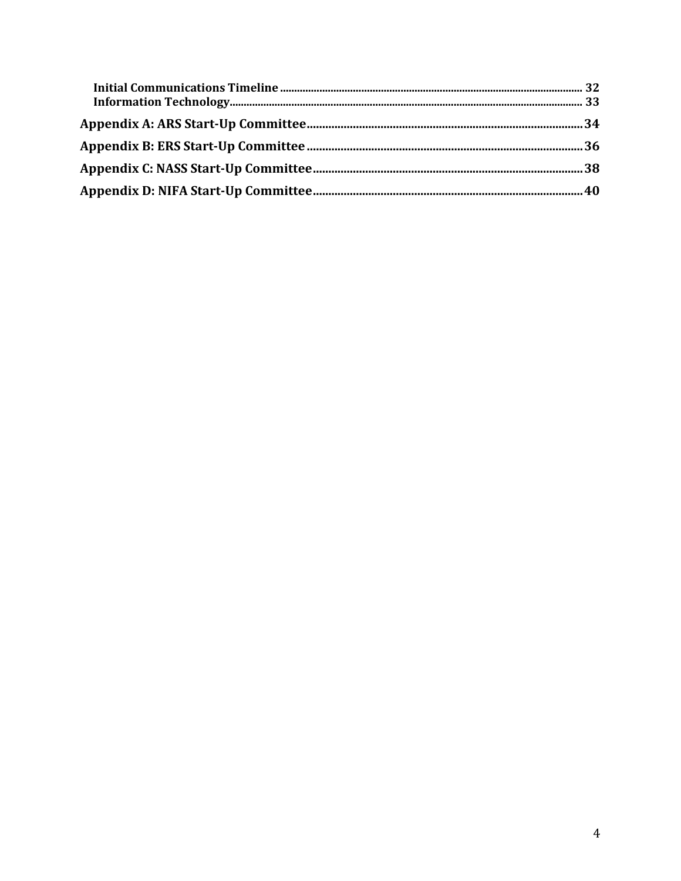Initial Communications Timeline ........................................................................................................ 32
Information Technology........................................................................................................................ 33

**Appendix A: ARS Start-Up Committee**........................................................................................34

**Appendix B: ERS Start-Up Committee**........................................................................................36

**Appendix C: NASS Start-Up Committee**......................................................................................38

**Appendix D: NIFA Start-Up Committee**......................................................................................40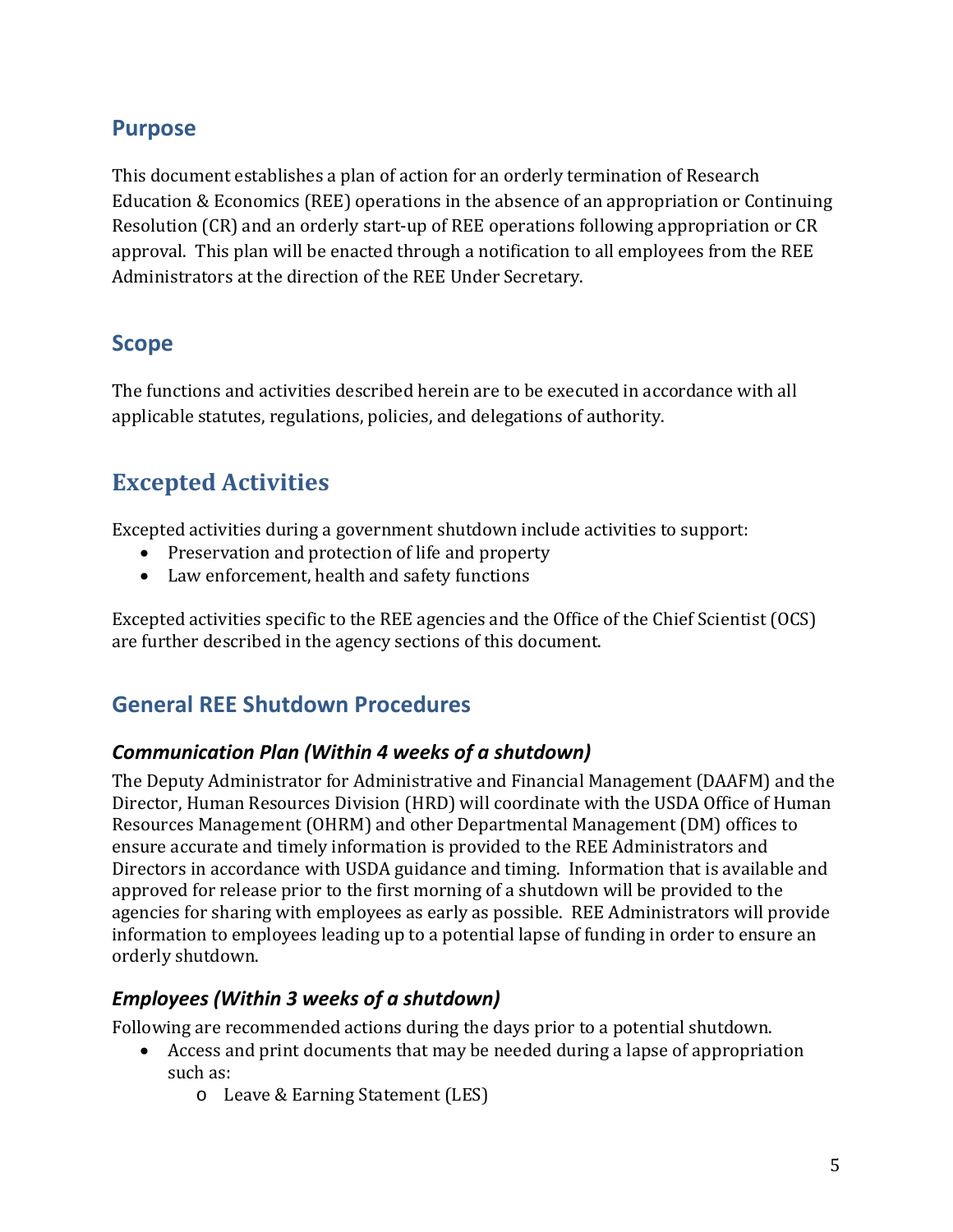## Purpose

This document establishes a plan of action for an orderly termination of Research Education & Economics (REE) operations in the absence of an appropriation or Continuing Resolution (CR) and an orderly start-up of REE operations following appropriation or CR approval. This plan will be enacted through a notification to all employees from the REE Administrators at the direction of the REE Under Secretary.

## Scope

The functions and activities described herein are to be executed in accordance with all applicable statutes, regulations, policies, and delegations of authority.

# Excepted Activities

Excepted activities during a government shutdown include activities to support:

- Preservation and protection of life and property
- Law enforcement, health and safety functions

Excepted activities specific to the REE agencies and the Office of the Chief Scientist (OCS) are further described in the agency sections of this document.

## General REE Shutdown Procedures

### *Communication Plan (Within 4 weeks of a shutdown)*

The Deputy Administrator for Administrative and Financial Management (DAAFM) and the Director, Human Resources Division (HRD) will coordinate with the USDA Office of Human Resources Management (OHRM) and other Departmental Management (DM) offices to ensure accurate and timely information is provided to the REE Administrators and Directors in accordance with USDA guidance and timing. Information that is available and approved for release prior to the first morning of a shutdown will be provided to the agencies for sharing with employees as early as possible. REE Administrators will provide information to employees leading up to a potential lapse of funding in order to ensure an orderly shutdown.

### *Employees (Within 3 weeks of a shutdown)*

Following are recommended actions during the days prior to a potential shutdown.

- Access and print documents that may be needed during a lapse of appropriation such as:
    - Leave & Earning Statement (LES)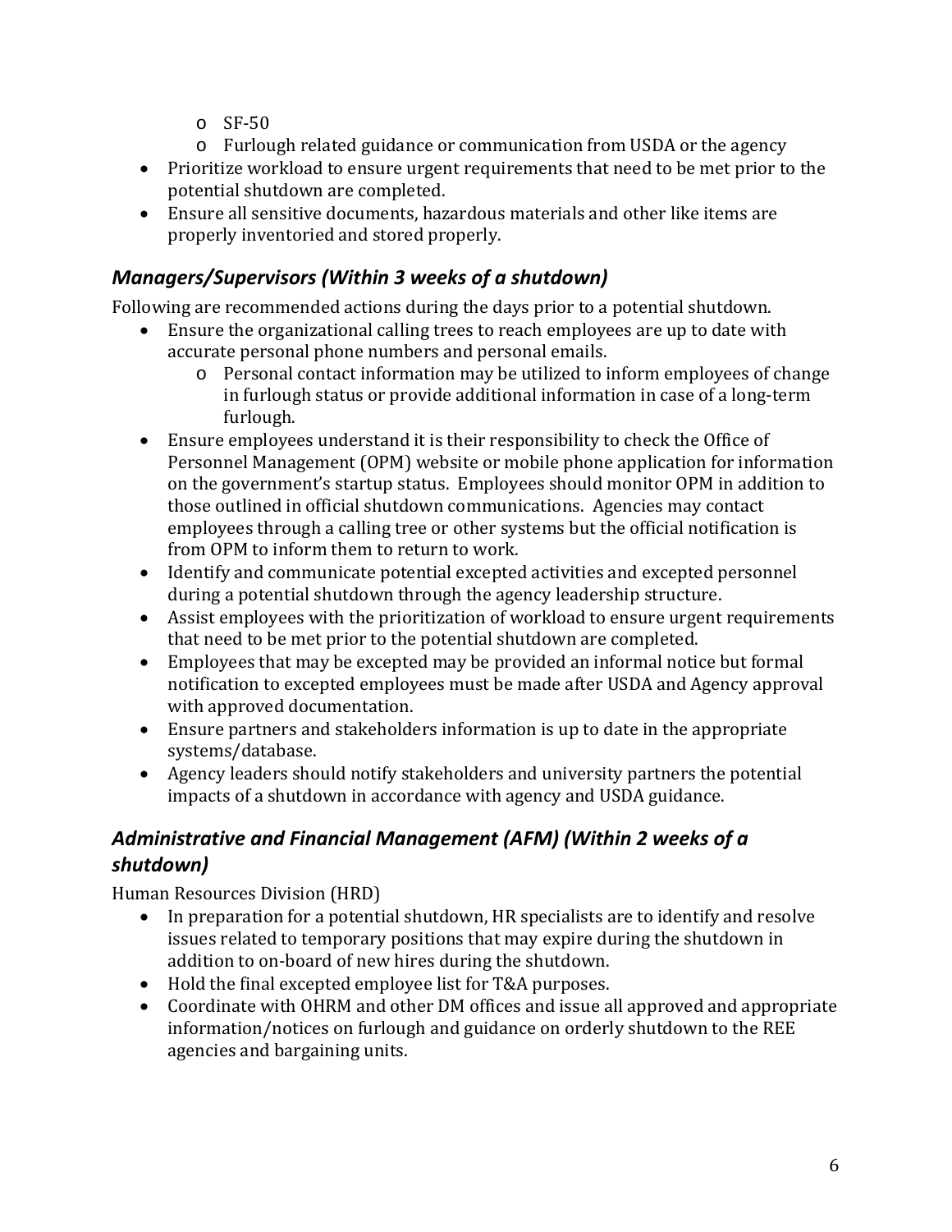- SF-50
    - Furlough related guidance or communication from USDA or the agency
- Prioritize workload to ensure urgent requirements that need to be met prior to the potential shutdown are completed.
- Ensure all sensitive documents, hazardous materials and other like items are properly inventoried and stored properly.

### *Managers/Supervisors (Within 3 weeks of a shutdown)*

Following are recommended actions during the days prior to a potential shutdown.

- Ensure the organizational calling trees to reach employees are up to date with accurate personal phone numbers and personal emails.
    - Personal contact information may be utilized to inform employees of change in furlough status or provide additional information in case of a long-term furlough.
- Ensure employees understand it is their responsibility to check the Office of Personnel Management (OPM) website or mobile phone application for information on the government's startup status. Employees should monitor OPM in addition to those outlined in official shutdown communications. Agencies may contact employees through a calling tree or other systems but the official notification is from OPM to inform them to return to work.
- Identify and communicate potential excepted activities and excepted personnel during a potential shutdown through the agency leadership structure.
- Assist employees with the prioritization of workload to ensure urgent requirements that need to be met prior to the potential shutdown are completed.
- Employees that may be excepted may be provided an informal notice but formal notification to excepted employees must be made after USDA and Agency approval with approved documentation.
- Ensure partners and stakeholders information is up to date in the appropriate systems/database.
- Agency leaders should notify stakeholders and university partners the potential impacts of a shutdown in accordance with agency and USDA guidance.

### *Administrative and Financial Management (AFM) (Within 2 weeks of a shutdown)*

Human Resources Division (HRD)

- In preparation for a potential shutdown, HR specialists are to identify and resolve issues related to temporary positions that may expire during the shutdown in addition to on-board of new hires during the shutdown.
- Hold the final excepted employee list for T&A purposes.
- Coordinate with OHRM and other DM offices and issue all approved and appropriate information/notices on furlough and guidance on orderly shutdown to the REE agencies and bargaining units.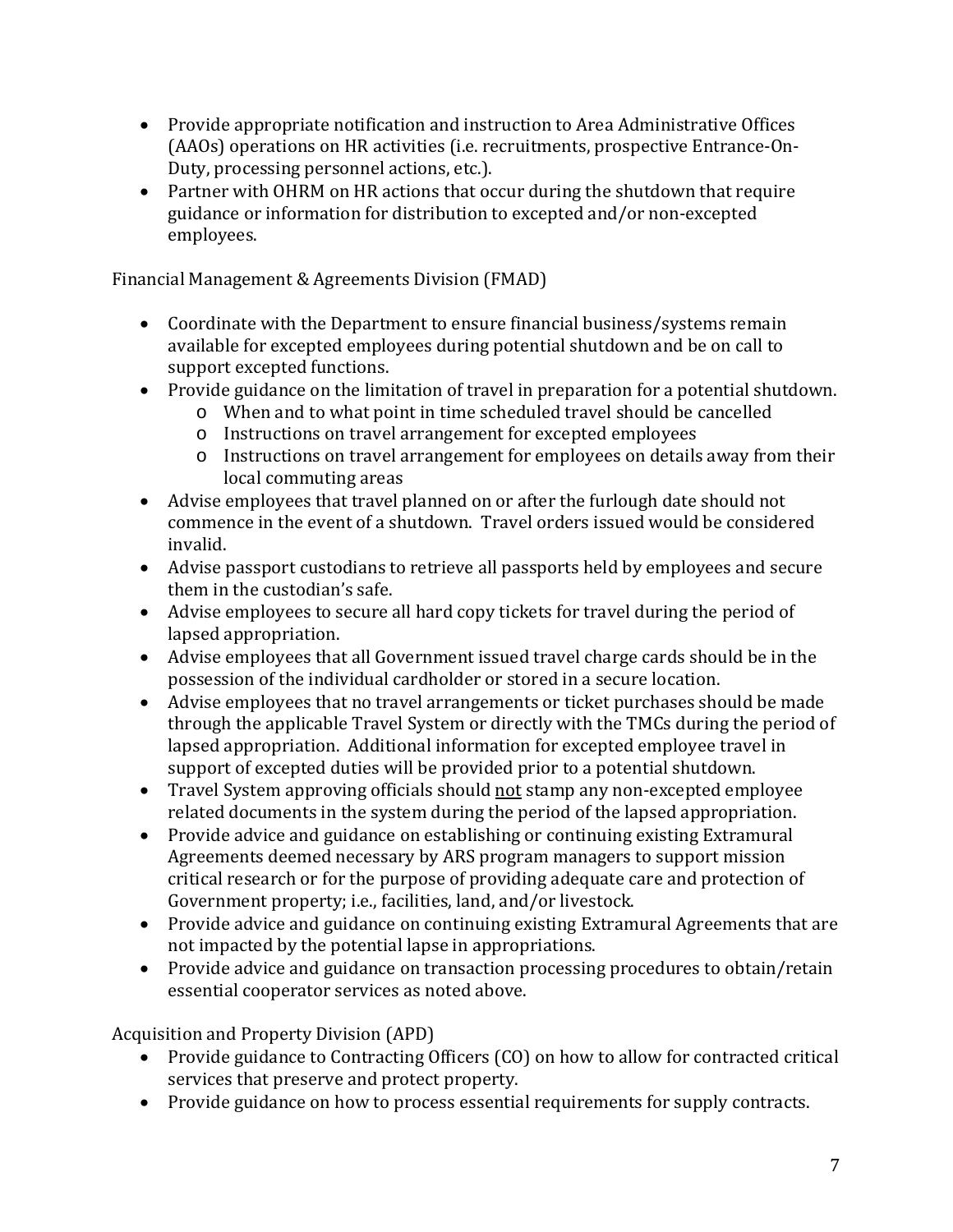- Provide appropriate notification and instruction to Area Administrative Offices (AAOs) operations on HR activities (i.e. recruitments, prospective Entrance-On-Duty, processing personnel actions, etc.).
- Partner with OHRM on HR actions that occur during the shutdown that require guidance or information for distribution to excepted and/or non-excepted employees.

Financial Management & Agreements Division (FMAD)

- Coordinate with the Department to ensure financial business/systems remain available for excepted employees during potential shutdown and be on call to support excepted functions.
- Provide guidance on the limitation of travel in preparation for a potential shutdown.
  - When and to what point in time scheduled travel should be cancelled
  - Instructions on travel arrangement for excepted employees
  - Instructions on travel arrangement for employees on details away from their local commuting areas
- Advise employees that travel planned on or after the furlough date should not commence in the event of a shutdown. Travel orders issued would be considered invalid.
- Advise passport custodians to retrieve all passports held by employees and secure them in the custodian's safe.
- Advise employees to secure all hard copy tickets for travel during the period of lapsed appropriation.
- Advise employees that all Government issued travel charge cards should be in the possession of the individual cardholder or stored in a secure location.
- Advise employees that no travel arrangements or ticket purchases should be made through the applicable Travel System or directly with the TMCs during the period of lapsed appropriation. Additional information for excepted employee travel in support of excepted duties will be provided prior to a potential shutdown.
- Travel System approving officials should <u>not</u> stamp any non-excepted employee related documents in the system during the period of the lapsed appropriation.
- Provide advice and guidance on establishing or continuing existing Extramural Agreements deemed necessary by ARS program managers to support mission critical research or for the purpose of providing adequate care and protection of Government property; i.e., facilities, land, and/or livestock.
- Provide advice and guidance on continuing existing Extramural Agreements that are not impacted by the potential lapse in appropriations.
- Provide advice and guidance on transaction processing procedures to obtain/retain essential cooperator services as noted above.

Acquisition and Property Division (APD)

- Provide guidance to Contracting Officers (CO) on how to allow for contracted critical services that preserve and protect property.
- Provide guidance on how to process essential requirements for supply contracts.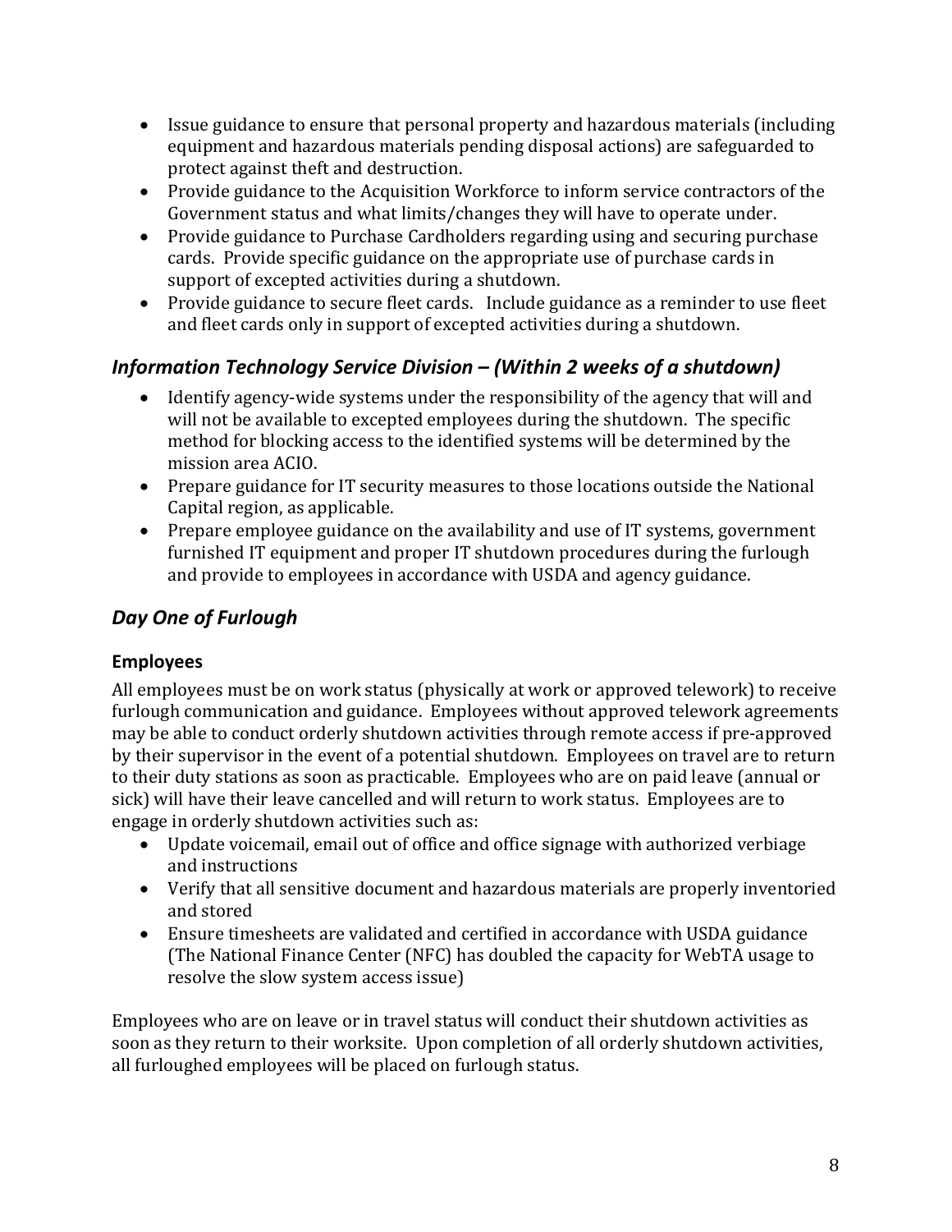- Issue guidance to ensure that personal property and hazardous materials (including equipment and hazardous materials pending disposal actions) are safeguarded to protect against theft and destruction.
- Provide guidance to the Acquisition Workforce to inform service contractors of the Government status and what limits/changes they will have to operate under.
- Provide guidance to Purchase Cardholders regarding using and securing purchase cards. Provide specific guidance on the appropriate use of purchase cards in support of excepted activities during a shutdown.
- Provide guidance to secure fleet cards. Include guidance as a reminder to use fleet and fleet cards only in support of excepted activities during a shutdown.

## *Information Technology Service Division – (Within 2 weeks of a shutdown)*

- Identify agency-wide systems under the responsibility of the agency that will and will not be available to excepted employees during the shutdown. The specific method for blocking access to the identified systems will be determined by the mission area ACIO.
- Prepare guidance for IT security measures to those locations outside the National Capital region, as applicable.
- Prepare employee guidance on the availability and use of IT systems, government furnished IT equipment and proper IT shutdown procedures during the furlough and provide to employees in accordance with USDA and agency guidance.

## *Day One of Furlough*

### Employees

All employees must be on work status (physically at work or approved telework) to receive furlough communication and guidance. Employees without approved telework agreements may be able to conduct orderly shutdown activities through remote access if pre-approved by their supervisor in the event of a potential shutdown. Employees on travel are to return to their duty stations as soon as practicable. Employees who are on paid leave (annual or sick) will have their leave cancelled and will return to work status. Employees are to engage in orderly shutdown activities such as:

- Update voicemail, email out of office and office signage with authorized verbiage and instructions
- Verify that all sensitive document and hazardous materials are properly inventoried and stored
- Ensure timesheets are validated and certified in accordance with USDA guidance (The National Finance Center (NFC) has doubled the capacity for WebTA usage to resolve the slow system access issue)

Employees who are on leave or in travel status will conduct their shutdown activities as soon as they return to their worksite. Upon completion of all orderly shutdown activities, all furloughed employees will be placed on furlough status.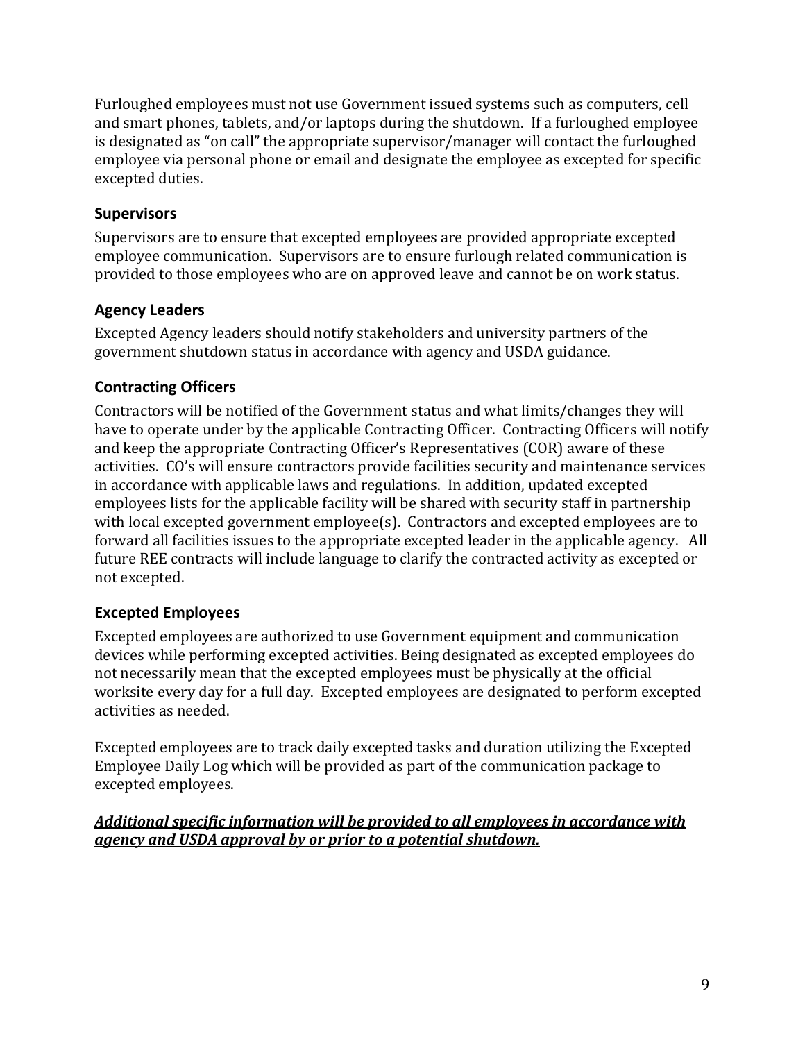Furloughed employees must not use Government issued systems such as computers, cell and smart phones, tablets, and/or laptops during the shutdown. If a furloughed employee is designated as "on call" the appropriate supervisor/manager will contact the furloughed employee via personal phone or email and designate the employee as excepted for specific excepted duties.

## Supervisors

Supervisors are to ensure that excepted employees are provided appropriate excepted employee communication. Supervisors are to ensure furlough related communication is provided to those employees who are on approved leave and cannot be on work status.

## Agency Leaders

Excepted Agency leaders should notify stakeholders and university partners of the government shutdown status in accordance with agency and USDA guidance.

## Contracting Officers

Contractors will be notified of the Government status and what limits/changes they will have to operate under by the applicable Contracting Officer. Contracting Officers will notify and keep the appropriate Contracting Officer's Representatives (COR) aware of these activities. CO's will ensure contractors provide facilities security and maintenance services in accordance with applicable laws and regulations. In addition, updated excepted employees lists for the applicable facility will be shared with security staff in partnership with local excepted government employee(s). Contractors and excepted employees are to forward all facilities issues to the appropriate excepted leader in the applicable agency. All future REE contracts will include language to clarify the contracted activity as excepted or not excepted.

## Excepted Employees

Excepted employees are authorized to use Government equipment and communication devices while performing excepted activities. Being designated as excepted employees do not necessarily mean that the excepted employees must be physically at the official worksite every day for a full day. Excepted employees are designated to perform excepted activities as needed.

Excepted employees are to track daily excepted tasks and duration utilizing the Excepted Employee Daily Log which will be provided as part of the communication package to excepted employees.

***<u>Additional specific information will be provided to all employees in accordance with agency and USDA approval by or prior to a potential shutdown.</u>***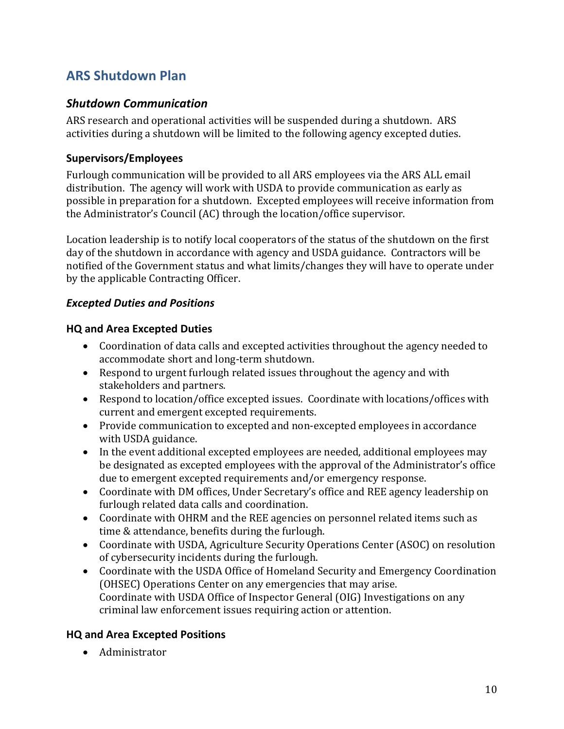## ARS Shutdown Plan

### *Shutdown Communication*

ARS research and operational activities will be suspended during a shutdown. ARS activities during a shutdown will be limited to the following agency excepted duties.

#### Supervisors/Employees

Furlough communication will be provided to all ARS employees via the ARS ALL email distribution. The agency will work with USDA to provide communication as early as possible in preparation for a shutdown. Excepted employees will receive information from the Administrator's Council (AC) through the location/office supervisor.

Location leadership is to notify local cooperators of the status of the shutdown on the first day of the shutdown in accordance with agency and USDA guidance. Contractors will be notified of the Government status and what limits/changes they will have to operate under by the applicable Contracting Officer.

#### *Excepted Duties and Positions*

#### HQ and Area Excepted Duties

- Coordination of data calls and excepted activities throughout the agency needed to accommodate short and long-term shutdown.
- Respond to urgent furlough related issues throughout the agency and with stakeholders and partners.
- Respond to location/office excepted issues. Coordinate with locations/offices with current and emergent excepted requirements.
- Provide communication to excepted and non-excepted employees in accordance with USDA guidance.
- In the event additional excepted employees are needed, additional employees may be designated as excepted employees with the approval of the Administrator's office due to emergent excepted requirements and/or emergency response.
- Coordinate with DM offices, Under Secretary's office and REE agency leadership on furlough related data calls and coordination.
- Coordinate with OHRM and the REE agencies on personnel related items such as time & attendance, benefits during the furlough.
- Coordinate with USDA, Agriculture Security Operations Center (ASOC) on resolution of cybersecurity incidents during the furlough.
- Coordinate with the USDA Office of Homeland Security and Emergency Coordination (OHSEC) Operations Center on any emergencies that may arise.
  Coordinate with USDA Office of Inspector General (OIG) Investigations on any criminal law enforcement issues requiring action or attention.

#### HQ and Area Excepted Positions

- Administrator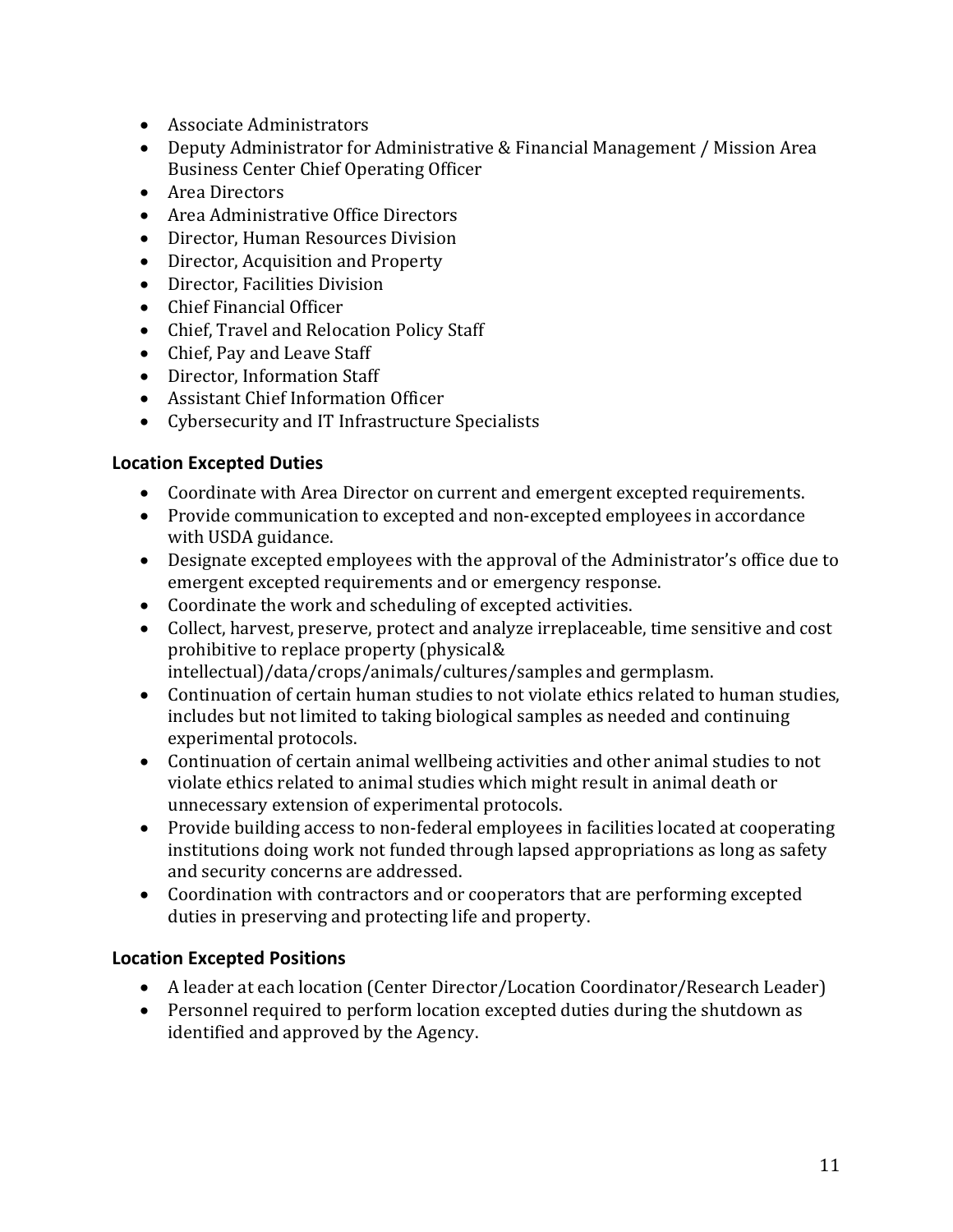- Associate Administrators
- Deputy Administrator for Administrative & Financial Management / Mission Area Business Center Chief Operating Officer
- Area Directors
- Area Administrative Office Directors
- Director, Human Resources Division
- Director, Acquisition and Property
- Director, Facilities Division
- Chief Financial Officer
- Chief, Travel and Relocation Policy Staff
- Chief, Pay and Leave Staff
- Director, Information Staff
- Assistant Chief Information Officer
- Cybersecurity and IT Infrastructure Specialists

### Location Excepted Duties

- Coordinate with Area Director on current and emergent excepted requirements.
- Provide communication to excepted and non-excepted employees in accordance with USDA guidance.
- Designate excepted employees with the approval of the Administrator's office due to emergent excepted requirements and or emergency response.
- Coordinate the work and scheduling of excepted activities.
- Collect, harvest, preserve, protect and analyze irreplaceable, time sensitive and cost prohibitive to replace property (physical& intellectual)/data/crops/animals/cultures/samples and germplasm.
- Continuation of certain human studies to not violate ethics related to human studies, includes but not limited to taking biological samples as needed and continuing experimental protocols.
- Continuation of certain animal wellbeing activities and other animal studies to not violate ethics related to animal studies which might result in animal death or unnecessary extension of experimental protocols.
- Provide building access to non-federal employees in facilities located at cooperating institutions doing work not funded through lapsed appropriations as long as safety and security concerns are addressed.
- Coordination with contractors and or cooperators that are performing excepted duties in preserving and protecting life and property.

### Location Excepted Positions

- A leader at each location (Center Director/Location Coordinator/Research Leader)
- Personnel required to perform location excepted duties during the shutdown as identified and approved by the Agency.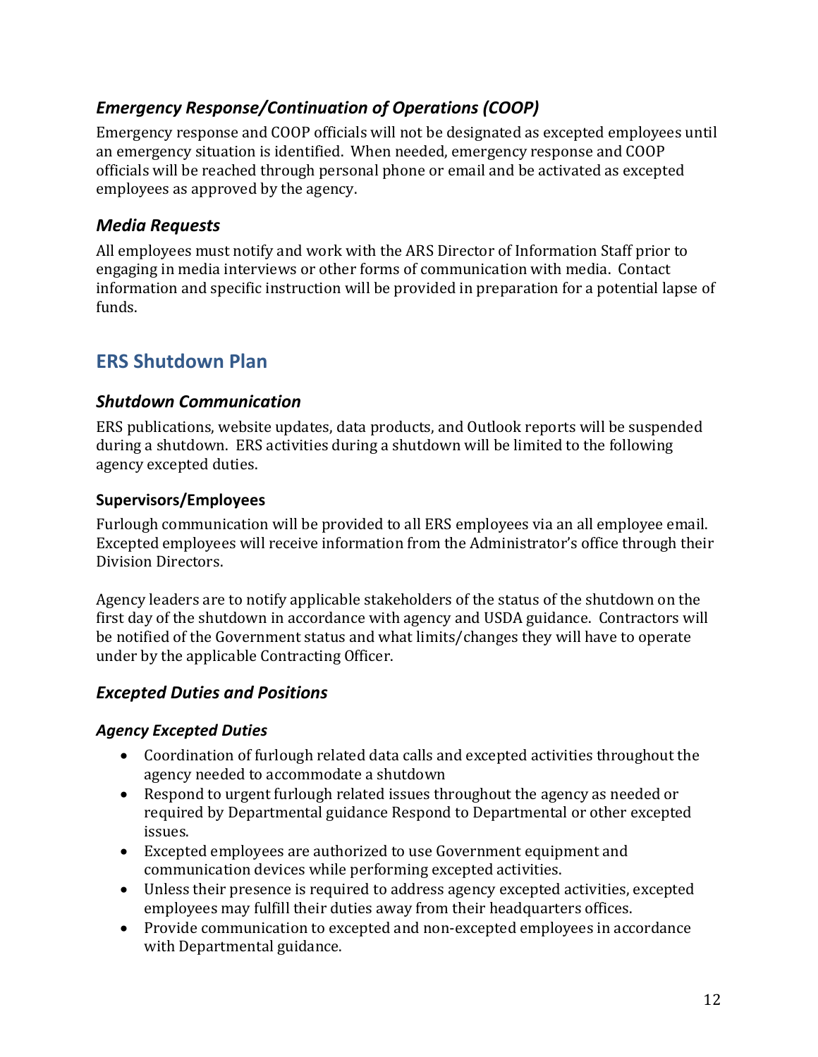### *Emergency Response/Continuation of Operations (COOP)*

Emergency response and COOP officials will not be designated as excepted employees until an emergency situation is identified. When needed, emergency response and COOP officials will be reached through personal phone or email and be activated as excepted employees as approved by the agency.

### *Media Requests*

All employees must notify and work with the ARS Director of Information Staff prior to engaging in media interviews or other forms of communication with media. Contact information and specific instruction will be provided in preparation for a potential lapse of funds.

## ERS Shutdown Plan

### *Shutdown Communication*

ERS publications, website updates, data products, and Outlook reports will be suspended during a shutdown. ERS activities during a shutdown will be limited to the following agency excepted duties.

#### Supervisors/Employees

Furlough communication will be provided to all ERS employees via an all employee email. Excepted employees will receive information from the Administrator's office through their Division Directors.

Agency leaders are to notify applicable stakeholders of the status of the shutdown on the first day of the shutdown in accordance with agency and USDA guidance. Contractors will be notified of the Government status and what limits/changes they will have to operate under by the applicable Contracting Officer.

### *Excepted Duties and Positions*

#### *Agency Excepted Duties*

- Coordination of furlough related data calls and excepted activities throughout the agency needed to accommodate a shutdown
- Respond to urgent furlough related issues throughout the agency as needed or required by Departmental guidance Respond to Departmental or other excepted issues.
- Excepted employees are authorized to use Government equipment and communication devices while performing excepted activities.
- Unless their presence is required to address agency excepted activities, excepted employees may fulfill their duties away from their headquarters offices.
- Provide communication to excepted and non-excepted employees in accordance with Departmental guidance.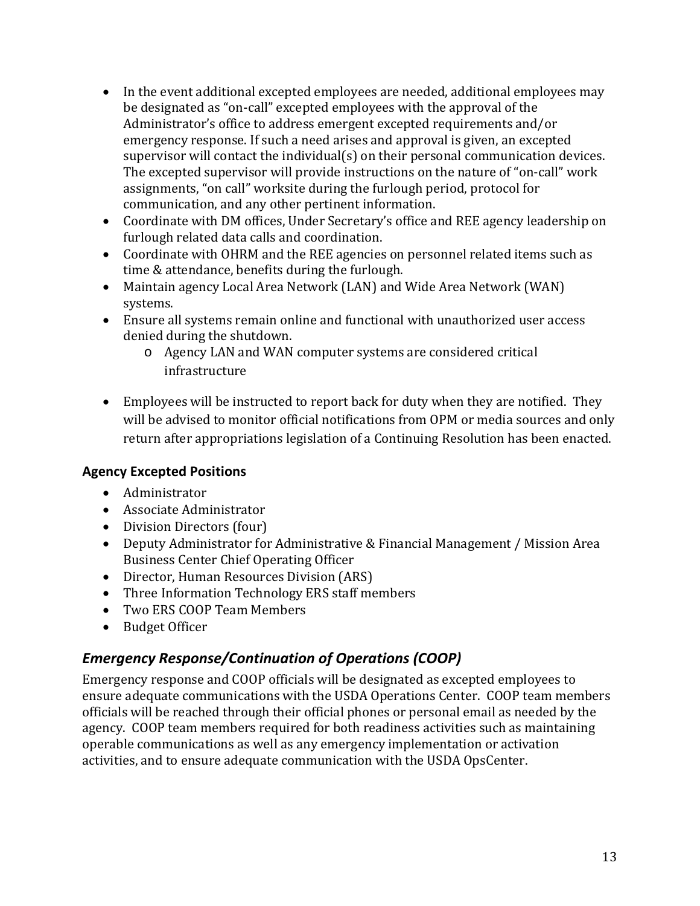- In the event additional excepted employees are needed, additional employees may be designated as "on-call" excepted employees with the approval of the Administrator's office to address emergent excepted requirements and/or emergency response. If such a need arises and approval is given, an excepted supervisor will contact the individual(s) on their personal communication devices. The excepted supervisor will provide instructions on the nature of "on-call" work assignments, "on call" worksite during the furlough period, protocol for communication, and any other pertinent information.
- Coordinate with DM offices, Under Secretary's office and REE agency leadership on furlough related data calls and coordination.
- Coordinate with OHRM and the REE agencies on personnel related items such as time & attendance, benefits during the furlough.
- Maintain agency Local Area Network (LAN) and Wide Area Network (WAN) systems.
- Ensure all systems remain online and functional with unauthorized user access denied during the shutdown.
  - Agency LAN and WAN computer systems are considered critical infrastructure
- Employees will be instructed to report back for duty when they are notified. They will be advised to monitor official notifications from OPM or media sources and only return after appropriations legislation of a Continuing Resolution has been enacted.

### Agency Excepted Positions

- Administrator
- Associate Administrator
- Division Directors (four)
- Deputy Administrator for Administrative & Financial Management / Mission Area Business Center Chief Operating Officer
- Director, Human Resources Division (ARS)
- Three Information Technology ERS staff members
- Two ERS COOP Team Members
- Budget Officer

## *Emergency Response/Continuation of Operations (COOP)*

Emergency response and COOP officials will be designated as excepted employees to ensure adequate communications with the USDA Operations Center. COOP team members officials will be reached through their official phones or personal email as needed by the agency. COOP team members required for both readiness activities such as maintaining operable communications as well as any emergency implementation or activation activities, and to ensure adequate communication with the USDA OpsCenter.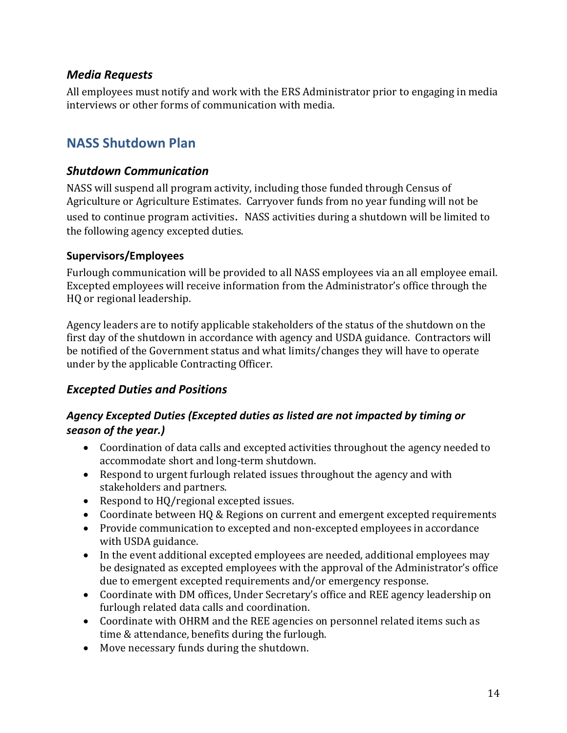### *Media Requests*

All employees must notify and work with the ERS Administrator prior to engaging in media interviews or other forms of communication with media.

## NASS Shutdown Plan

### *Shutdown Communication*

NASS will suspend all program activity, including those funded through Census of Agriculture or Agriculture Estimates. Carryover funds from no year funding will not be used to continue program activities. NASS activities during a shutdown will be limited to the following agency excepted duties.

#### Supervisors/Employees

Furlough communication will be provided to all NASS employees via an all employee email. Excepted employees will receive information from the Administrator's office through the HQ or regional leadership.

Agency leaders are to notify applicable stakeholders of the status of the shutdown on the first day of the shutdown in accordance with agency and USDA guidance. Contractors will be notified of the Government status and what limits/changes they will have to operate under by the applicable Contracting Officer.

### *Excepted Duties and Positions*

#### *Agency Excepted Duties (Excepted duties as listed are not impacted by timing or season of the year.)*

- Coordination of data calls and excepted activities throughout the agency needed to accommodate short and long-term shutdown.
- Respond to urgent furlough related issues throughout the agency and with stakeholders and partners.
- Respond to HQ/regional excepted issues.
- Coordinate between HQ & Regions on current and emergent excepted requirements
- Provide communication to excepted and non-excepted employees in accordance with USDA guidance.
- In the event additional excepted employees are needed, additional employees may be designated as excepted employees with the approval of the Administrator's office due to emergent excepted requirements and/or emergency response.
- Coordinate with DM offices, Under Secretary's office and REE agency leadership on furlough related data calls and coordination.
- Coordinate with OHRM and the REE agencies on personnel related items such as time & attendance, benefits during the furlough.
- Move necessary funds during the shutdown.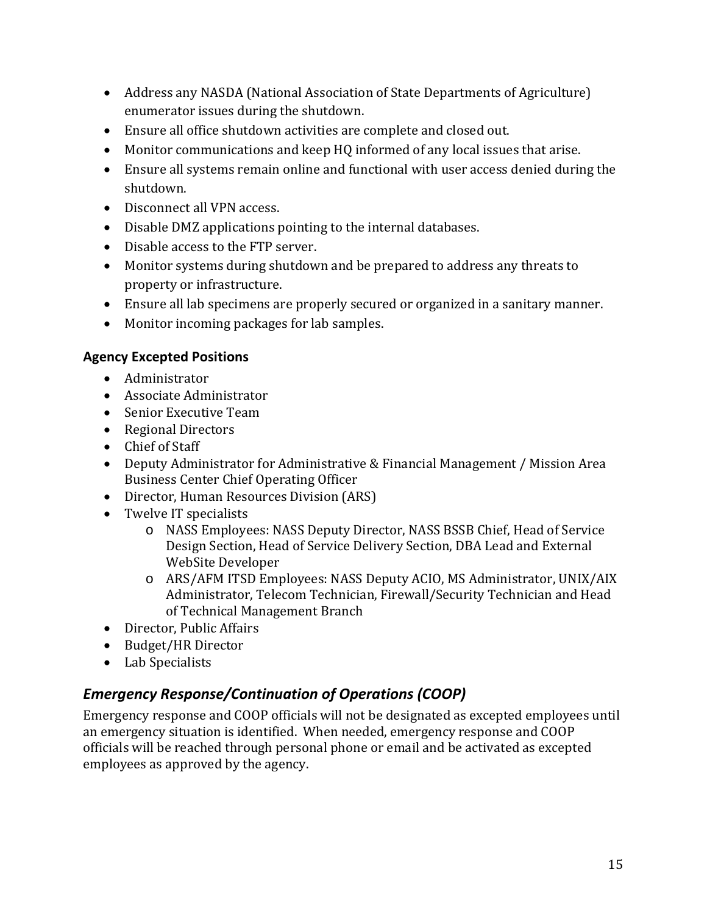- Address any NASDA (National Association of State Departments of Agriculture) enumerator issues during the shutdown.
- Ensure all office shutdown activities are complete and closed out.
- Monitor communications and keep HQ informed of any local issues that arise.
- Ensure all systems remain online and functional with user access denied during the shutdown.
- Disconnect all VPN access.
- Disable DMZ applications pointing to the internal databases.
- Disable access to the FTP server.
- Monitor systems during shutdown and be prepared to address any threats to property or infrastructure.
- Ensure all lab specimens are properly secured or organized in a sanitary manner.
- Monitor incoming packages for lab samples.

### Agency Excepted Positions

- Administrator
- Associate Administrator
- Senior Executive Team
- Regional Directors
- Chief of Staff
- Deputy Administrator for Administrative & Financial Management / Mission Area Business Center Chief Operating Officer
- Director, Human Resources Division (ARS)
- Twelve IT specialists
  - NASS Employees: NASS Deputy Director, NASS BSSB Chief, Head of Service Design Section, Head of Service Delivery Section, DBA Lead and External WebSite Developer
  - ARS/AFM ITSD Employees: NASS Deputy ACIO, MS Administrator, UNIX/AIX Administrator, Telecom Technician, Firewall/Security Technician and Head of Technical Management Branch
- Director, Public Affairs
- Budget/HR Director
- Lab Specialists

## *Emergency Response/Continuation of Operations (COOP)*

Emergency response and COOP officials will not be designated as excepted employees until an emergency situation is identified. When needed, emergency response and COOP officials will be reached through personal phone or email and be activated as excepted employees as approved by the agency.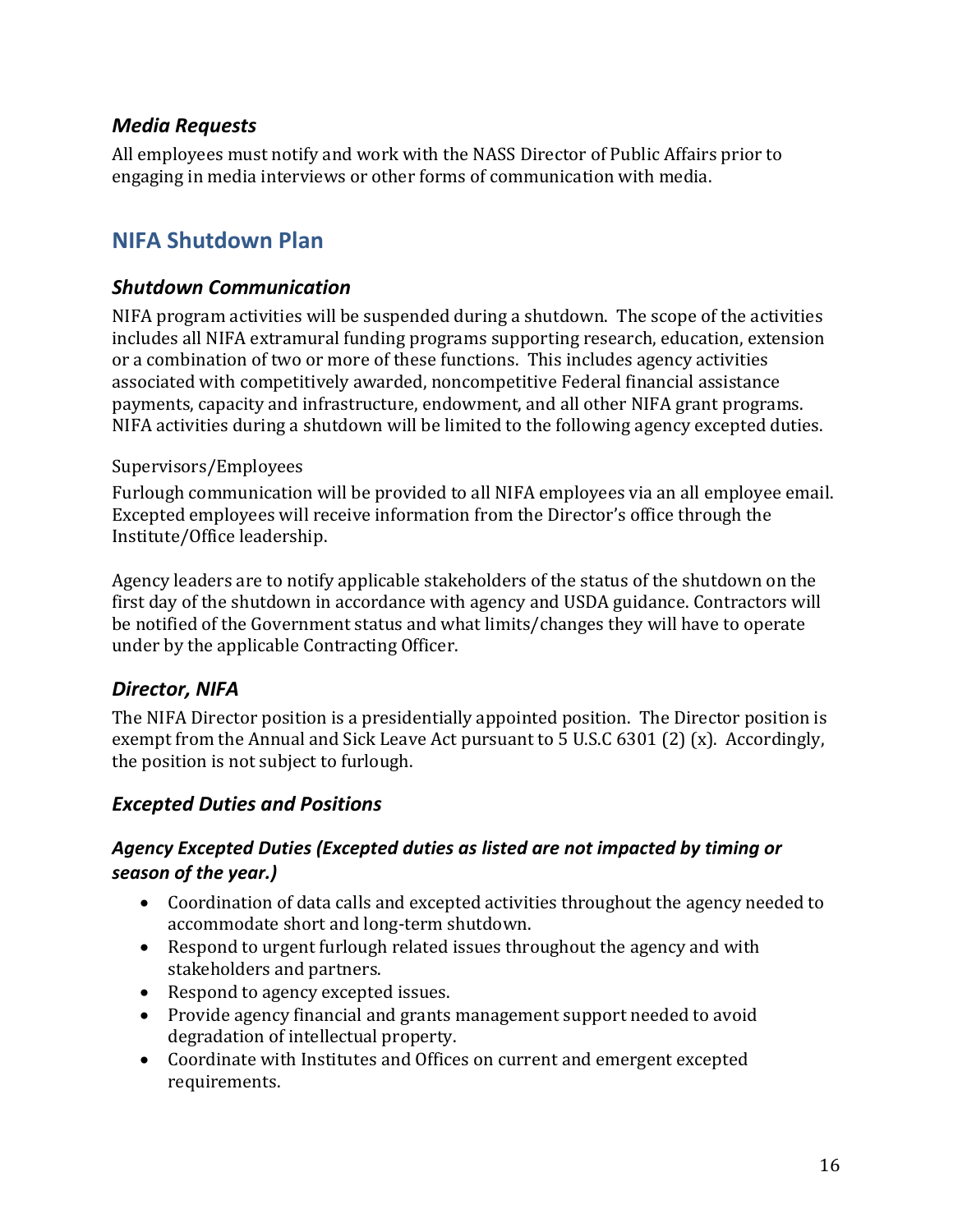### *Media Requests*

All employees must notify and work with the NASS Director of Public Affairs prior to engaging in media interviews or other forms of communication with media.

## NIFA Shutdown Plan

### *Shutdown Communication*

NIFA program activities will be suspended during a shutdown. The scope of the activities includes all NIFA extramural funding programs supporting research, education, extension or a combination of two or more of these functions. This includes agency activities associated with competitively awarded, noncompetitive Federal financial assistance payments, capacity and infrastructure, endowment, and all other NIFA grant programs. NIFA activities during a shutdown will be limited to the following agency excepted duties.

Supervisors/Employees

Furlough communication will be provided to all NIFA employees via an all employee email. Excepted employees will receive information from the Director's office through the Institute/Office leadership.

Agency leaders are to notify applicable stakeholders of the status of the shutdown on the first day of the shutdown in accordance with agency and USDA guidance. Contractors will be notified of the Government status and what limits/changes they will have to operate under by the applicable Contracting Officer.

### *Director, NIFA*

The NIFA Director position is a presidentially appointed position. The Director position is exempt from the Annual and Sick Leave Act pursuant to 5 U.S.C 6301 (2) (x). Accordingly, the position is not subject to furlough.

### *Excepted Duties and Positions*

#### *Agency Excepted Duties (Excepted duties as listed are not impacted by timing or season of the year.)*

- Coordination of data calls and excepted activities throughout the agency needed to accommodate short and long-term shutdown.
- Respond to urgent furlough related issues throughout the agency and with stakeholders and partners.
- Respond to agency excepted issues.
- Provide agency financial and grants management support needed to avoid degradation of intellectual property.
- Coordinate with Institutes and Offices on current and emergent excepted requirements.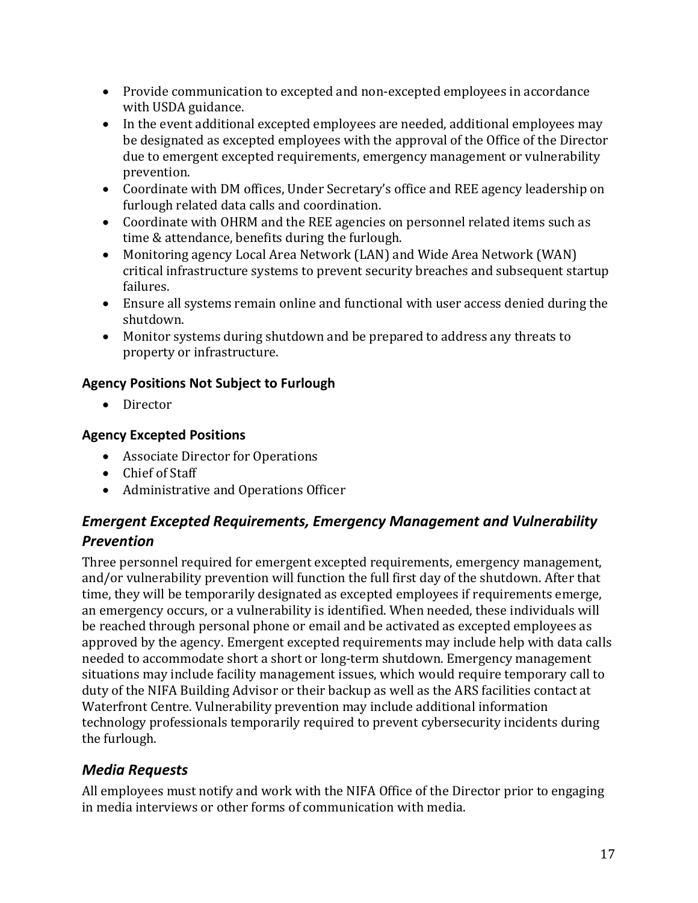- Provide communication to excepted and non-excepted employees in accordance with USDA guidance.
- In the event additional excepted employees are needed, additional employees may be designated as excepted employees with the approval of the Office of the Director due to emergent excepted requirements, emergency management or vulnerability prevention.
- Coordinate with DM offices, Under Secretary's office and REE agency leadership on furlough related data calls and coordination.
- Coordinate with OHRM and the REE agencies on personnel related items such as time & attendance, benefits during the furlough.
- Monitoring agency Local Area Network (LAN) and Wide Area Network (WAN) critical infrastructure systems to prevent security breaches and subsequent startup failures.
- Ensure all systems remain online and functional with user access denied during the shutdown.
- Monitor systems during shutdown and be prepared to address any threats to property or infrastructure.

#### Agency Positions Not Subject to Furlough

- Director

#### Agency Excepted Positions

- Associate Director for Operations
- Chief of Staff
- Administrative and Operations Officer

### *Emergent Excepted Requirements, Emergency Management and Vulnerability Prevention*

Three personnel required for emergent excepted requirements, emergency management, and/or vulnerability prevention will function the full first day of the shutdown. After that time, they will be temporarily designated as excepted employees if requirements emerge, an emergency occurs, or a vulnerability is identified. When needed, these individuals will be reached through personal phone or email and be activated as excepted employees as approved by the agency. Emergent excepted requirements may include help with data calls needed to accommodate short a short or long-term shutdown. Emergency management situations may include facility management issues, which would require temporary call to duty of the NIFA Building Advisor or their backup as well as the ARS facilities contact at Waterfront Centre. Vulnerability prevention may include additional information technology professionals temporarily required to prevent cybersecurity incidents during the furlough.

### *Media Requests*

All employees must notify and work with the NIFA Office of the Director prior to engaging in media interviews or other forms of communication with media.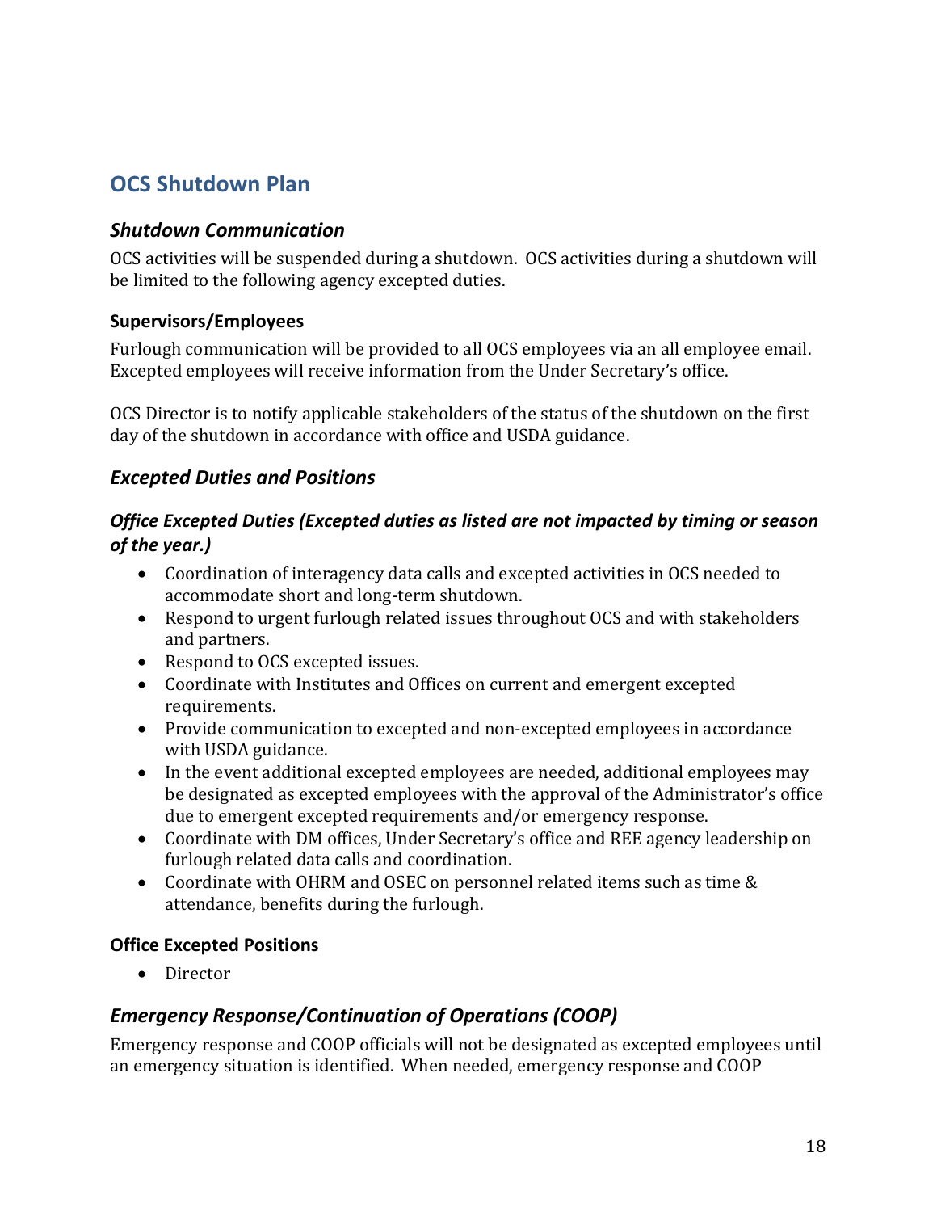## OCS Shutdown Plan

### *Shutdown Communication*

OCS activities will be suspended during a shutdown. OCS activities during a shutdown will be limited to the following agency excepted duties.

#### Supervisors/Employees

Furlough communication will be provided to all OCS employees via an all employee email. Excepted employees will receive information from the Under Secretary's office.

OCS Director is to notify applicable stakeholders of the status of the shutdown on the first day of the shutdown in accordance with office and USDA guidance.

### *Excepted Duties and Positions*

#### *Office Excepted Duties (Excepted duties as listed are not impacted by timing or season of the year.)*

- Coordination of interagency data calls and excepted activities in OCS needed to accommodate short and long-term shutdown.
- Respond to urgent furlough related issues throughout OCS and with stakeholders and partners.
- Respond to OCS excepted issues.
- Coordinate with Institutes and Offices on current and emergent excepted requirements.
- Provide communication to excepted and non-excepted employees in accordance with USDA guidance.
- In the event additional excepted employees are needed, additional employees may be designated as excepted employees with the approval of the Administrator's office due to emergent excepted requirements and/or emergency response.
- Coordinate with DM offices, Under Secretary's office and REE agency leadership on furlough related data calls and coordination.
- Coordinate with OHRM and OSEC on personnel related items such as time & attendance, benefits during the furlough.

#### Office Excepted Positions

- Director

### *Emergency Response/Continuation of Operations (COOP)*

Emergency response and COOP officials will not be designated as excepted employees until an emergency situation is identified. When needed, emergency response and COOP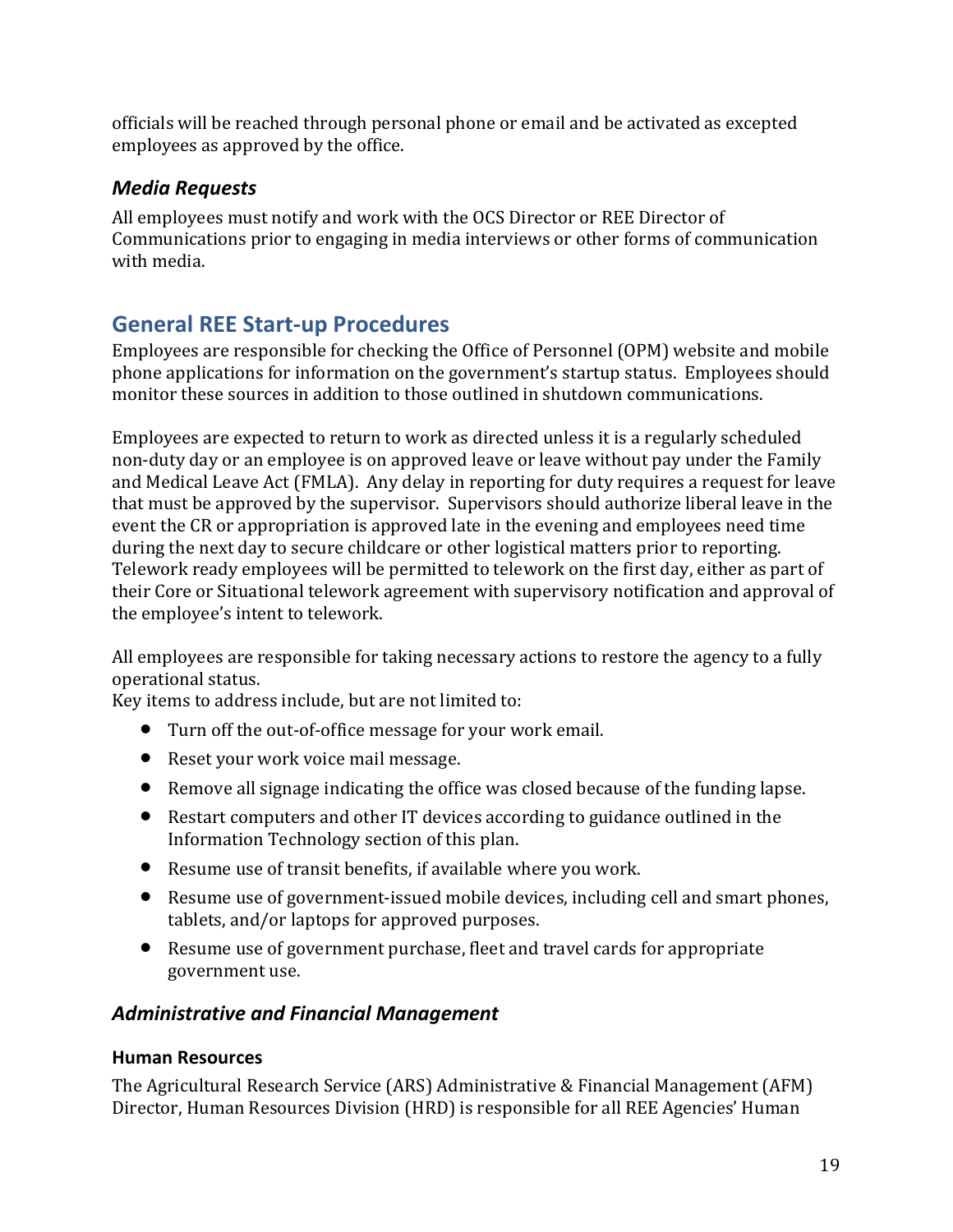officials will be reached through personal phone or email and be activated as excepted employees as approved by the office.

### *Media Requests*

All employees must notify and work with the OCS Director or REE Director of Communications prior to engaging in media interviews or other forms of communication with media.

## General REE Start-up Procedures

Employees are responsible for checking the Office of Personnel (OPM) website and mobile phone applications for information on the government's startup status. Employees should monitor these sources in addition to those outlined in shutdown communications.

Employees are expected to return to work as directed unless it is a regularly scheduled non-duty day or an employee is on approved leave or leave without pay under the Family and Medical Leave Act (FMLA). Any delay in reporting for duty requires a request for leave that must be approved by the supervisor. Supervisors should authorize liberal leave in the event the CR or appropriation is approved late in the evening and employees need time during the next day to secure childcare or other logistical matters prior to reporting. Telework ready employees will be permitted to telework on the first day, either as part of their Core or Situational telework agreement with supervisory notification and approval of the employee's intent to telework.

All employees are responsible for taking necessary actions to restore the agency to a fully operational status.
Key items to address include, but are not limited to:

- Turn off the out-of-office message for your work email.
- Reset your work voice mail message.
- Remove all signage indicating the office was closed because of the funding lapse.
- Restart computers and other IT devices according to guidance outlined in the Information Technology section of this plan.
- Resume use of transit benefits, if available where you work.
- Resume use of government-issued mobile devices, including cell and smart phones, tablets, and/or laptops for approved purposes.
- Resume use of government purchase, fleet and travel cards for appropriate government use.

### *Administrative and Financial Management*

#### Human Resources

The Agricultural Research Service (ARS) Administrative & Financial Management (AFM) Director, Human Resources Division (HRD) is responsible for all REE Agencies' Human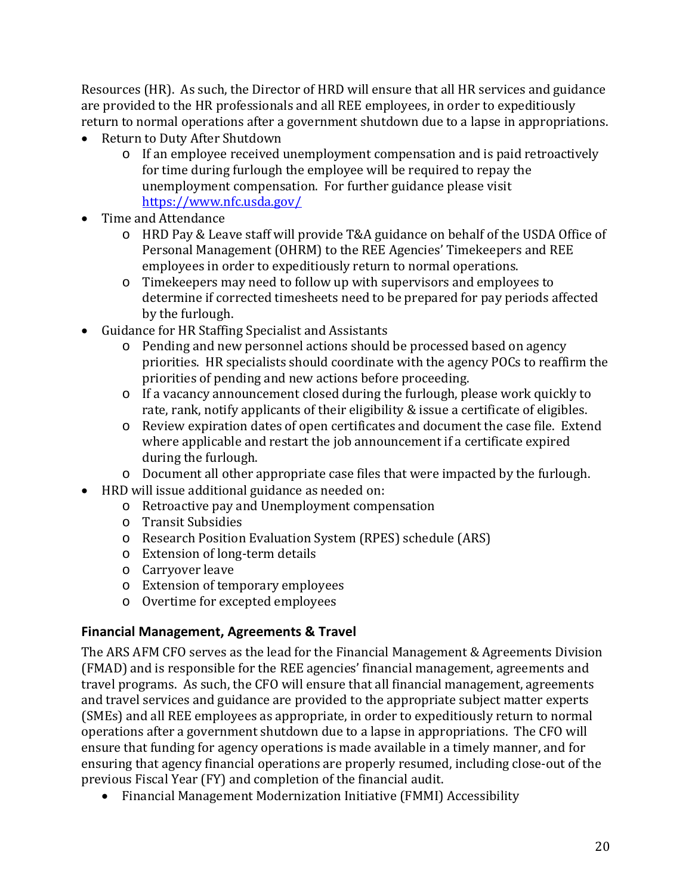Resources (HR). As such, the Director of HRD will ensure that all HR services and guidance are provided to the HR professionals and all REE employees, in order to expeditiously return to normal operations after a government shutdown due to a lapse in appropriations.

- Return to Duty After Shutdown
  - If an employee received unemployment compensation and is paid retroactively for time during furlough the employee will be required to repay the unemployment compensation. For further guidance please visit [https://www.nfc.usda.gov/](https://www.nfc.usda.gov/)
- Time and Attendance
  - HRD Pay & Leave staff will provide T&A guidance on behalf of the USDA Office of Personal Management (OHRM) to the REE Agencies' Timekeepers and REE employees in order to expeditiously return to normal operations.
  - Timekeepers may need to follow up with supervisors and employees to determine if corrected timesheets need to be prepared for pay periods affected by the furlough.
- Guidance for HR Staffing Specialist and Assistants
  - Pending and new personnel actions should be processed based on agency priorities. HR specialists should coordinate with the agency POCs to reaffirm the priorities of pending and new actions before proceeding.
  - If a vacancy announcement closed during the furlough, please work quickly to rate, rank, notify applicants of their eligibility & issue a certificate of eligibles.
  - Review expiration dates of open certificates and document the case file. Extend where applicable and restart the job announcement if a certificate expired during the furlough.
  - Document all other appropriate case files that were impacted by the furlough.
- HRD will issue additional guidance as needed on:
  - Retroactive pay and Unemployment compensation
  - Transit Subsidies
  - Research Position Evaluation System (RPES) schedule (ARS)
  - Extension of long-term details
  - Carryover leave
  - Extension of temporary employees
  - Overtime for excepted employees

### Financial Management, Agreements & Travel

The ARS AFM CFO serves as the lead for the Financial Management & Agreements Division (FMAD) and is responsible for the REE agencies' financial management, agreements and travel programs. As such, the CFO will ensure that all financial management, agreements and travel services and guidance are provided to the appropriate subject matter experts (SMEs) and all REE employees as appropriate, in order to expeditiously return to normal operations after a government shutdown due to a lapse in appropriations. The CFO will ensure that funding for agency operations is made available in a timely manner, and for ensuring that agency financial operations are properly resumed, including close-out of the previous Fiscal Year (FY) and completion of the financial audit.

- Financial Management Modernization Initiative (FMMI) Accessibility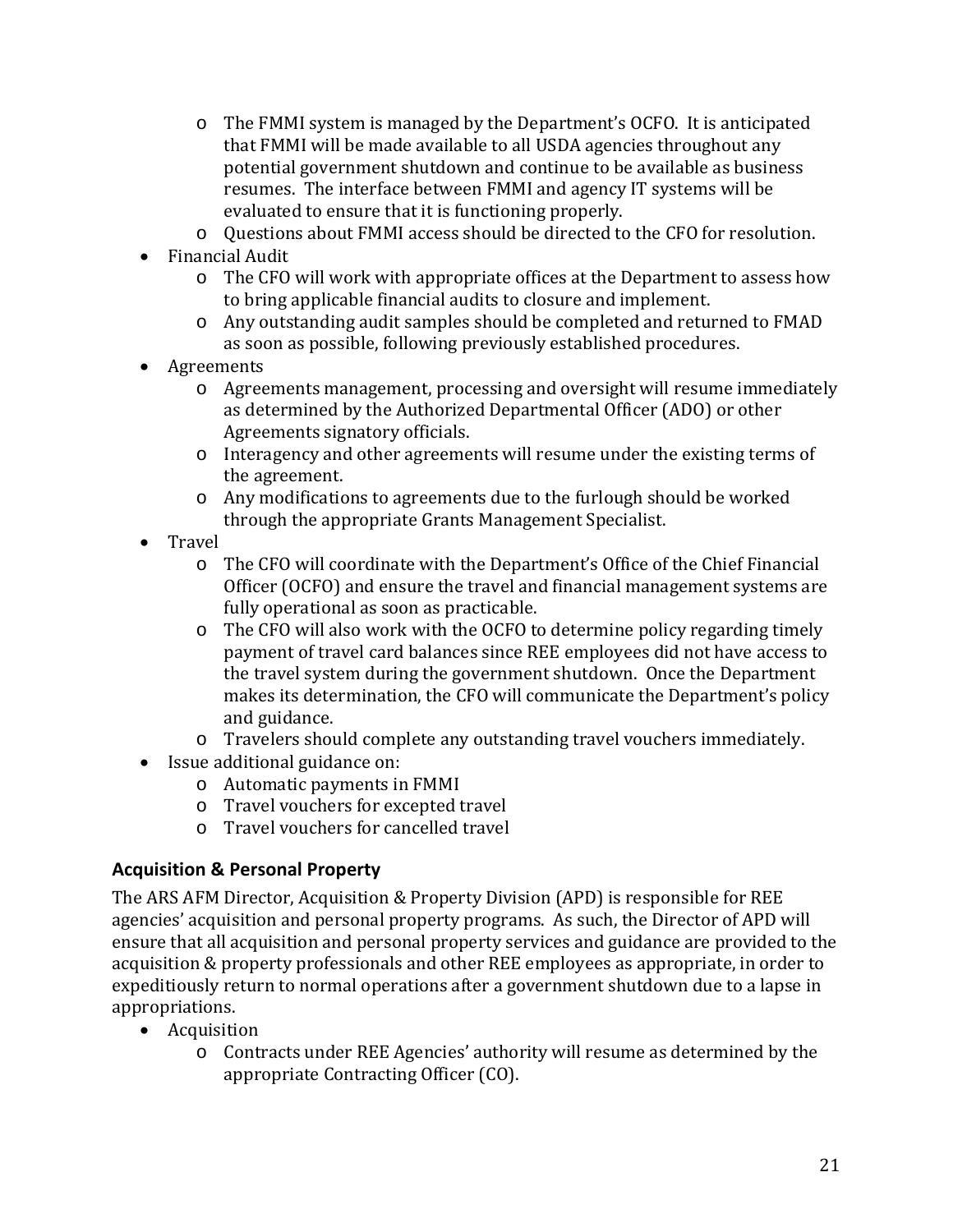- The FMMI system is managed by the Department's OCFO. It is anticipated that FMMI will be made available to all USDA agencies throughout any potential government shutdown and continue to be available as business resumes. The interface between FMMI and agency IT systems will be evaluated to ensure that it is functioning properly.
  - Questions about FMMI access should be directed to the CFO for resolution.
- Financial Audit
  - The CFO will work with appropriate offices at the Department to assess how to bring applicable financial audits to closure and implement.
  - Any outstanding audit samples should be completed and returned to FMAD as soon as possible, following previously established procedures.
- Agreements
  - Agreements management, processing and oversight will resume immediately as determined by the Authorized Departmental Officer (ADO) or other Agreements signatory officials.
  - Interagency and other agreements will resume under the existing terms of the agreement.
  - Any modifications to agreements due to the furlough should be worked through the appropriate Grants Management Specialist.
- Travel
  - The CFO will coordinate with the Department's Office of the Chief Financial Officer (OCFO) and ensure the travel and financial management systems are fully operational as soon as practicable.
  - The CFO will also work with the OCFO to determine policy regarding timely payment of travel card balances since REE employees did not have access to the travel system during the government shutdown. Once the Department makes its determination, the CFO will communicate the Department's policy and guidance.
  - Travelers should complete any outstanding travel vouchers immediately.
- Issue additional guidance on:
  - Automatic payments in FMMI
  - Travel vouchers for excepted travel
  - Travel vouchers for cancelled travel

### Acquisition & Personal Property

The ARS AFM Director, Acquisition & Property Division (APD) is responsible for REE agencies' acquisition and personal property programs. As such, the Director of APD will ensure that all acquisition and personal property services and guidance are provided to the acquisition & property professionals and other REE employees as appropriate, in order to expeditiously return to normal operations after a government shutdown due to a lapse in appropriations.

- Acquisition
  - Contracts under REE Agencies' authority will resume as determined by the appropriate Contracting Officer (CO).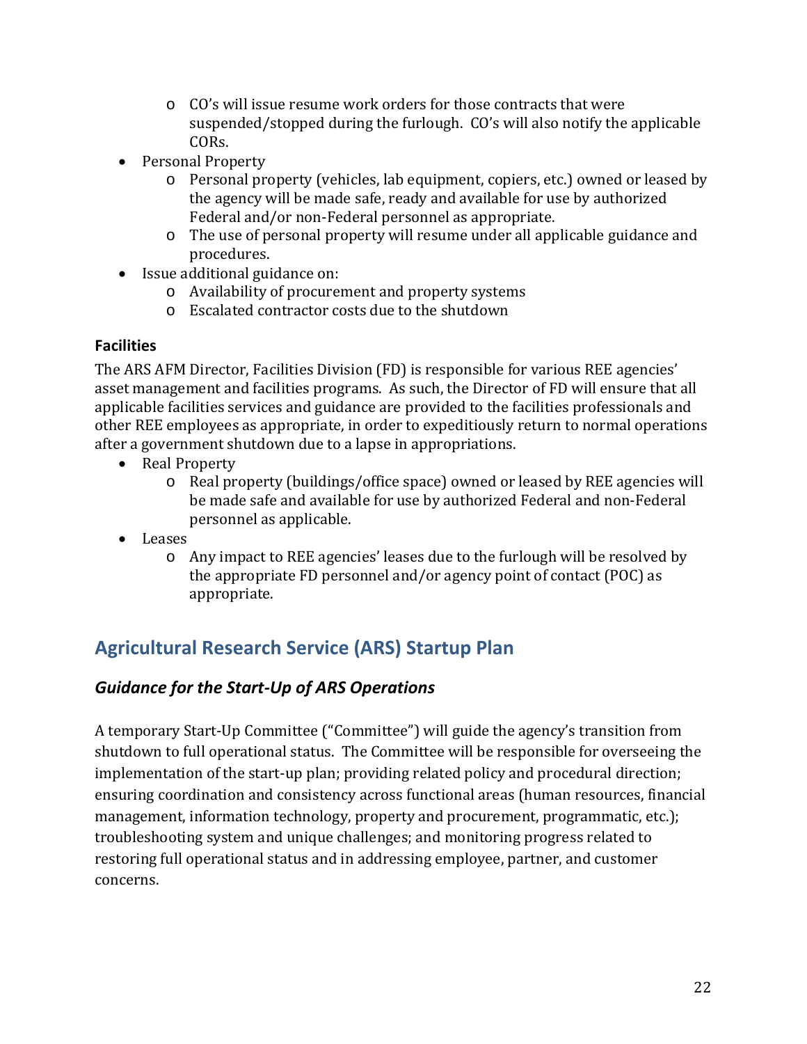- CO's will issue resume work orders for those contracts that were suspended/stopped during the furlough. CO's will also notify the applicable CORs.
- Personal Property
    - Personal property (vehicles, lab equipment, copiers, etc.) owned or leased by the agency will be made safe, ready and available for use by authorized Federal and/or non-Federal personnel as appropriate.
    - The use of personal property will resume under all applicable guidance and procedures.
- Issue additional guidance on:
    - Availability of procurement and property systems
    - Escalated contractor costs due to the shutdown

**Facilities**

The ARS AFM Director, Facilities Division (FD) is responsible for various REE agencies' asset management and facilities programs. As such, the Director of FD will ensure that all applicable facilities services and guidance are provided to the facilities professionals and other REE employees as appropriate, in order to expeditiously return to normal operations after a government shutdown due to a lapse in appropriations.

- Real Property
    - Real property (buildings/office space) owned or leased by REE agencies will be made safe and available for use by authorized Federal and non-Federal personnel as applicable.
- Leases
    - Any impact to REE agencies' leases due to the furlough will be resolved by the appropriate FD personnel and/or agency point of contact (POC) as appropriate.

## Agricultural Research Service (ARS) Startup Plan

### *Guidance for the Start-Up of ARS Operations*

A temporary Start-Up Committee ("Committee") will guide the agency's transition from shutdown to full operational status. The Committee will be responsible for overseeing the implementation of the start-up plan; providing related policy and procedural direction; ensuring coordination and consistency across functional areas (human resources, financial management, information technology, property and procurement, programmatic, etc.); troubleshooting system and unique challenges; and monitoring progress related to restoring full operational status and in addressing employee, partner, and customer concerns.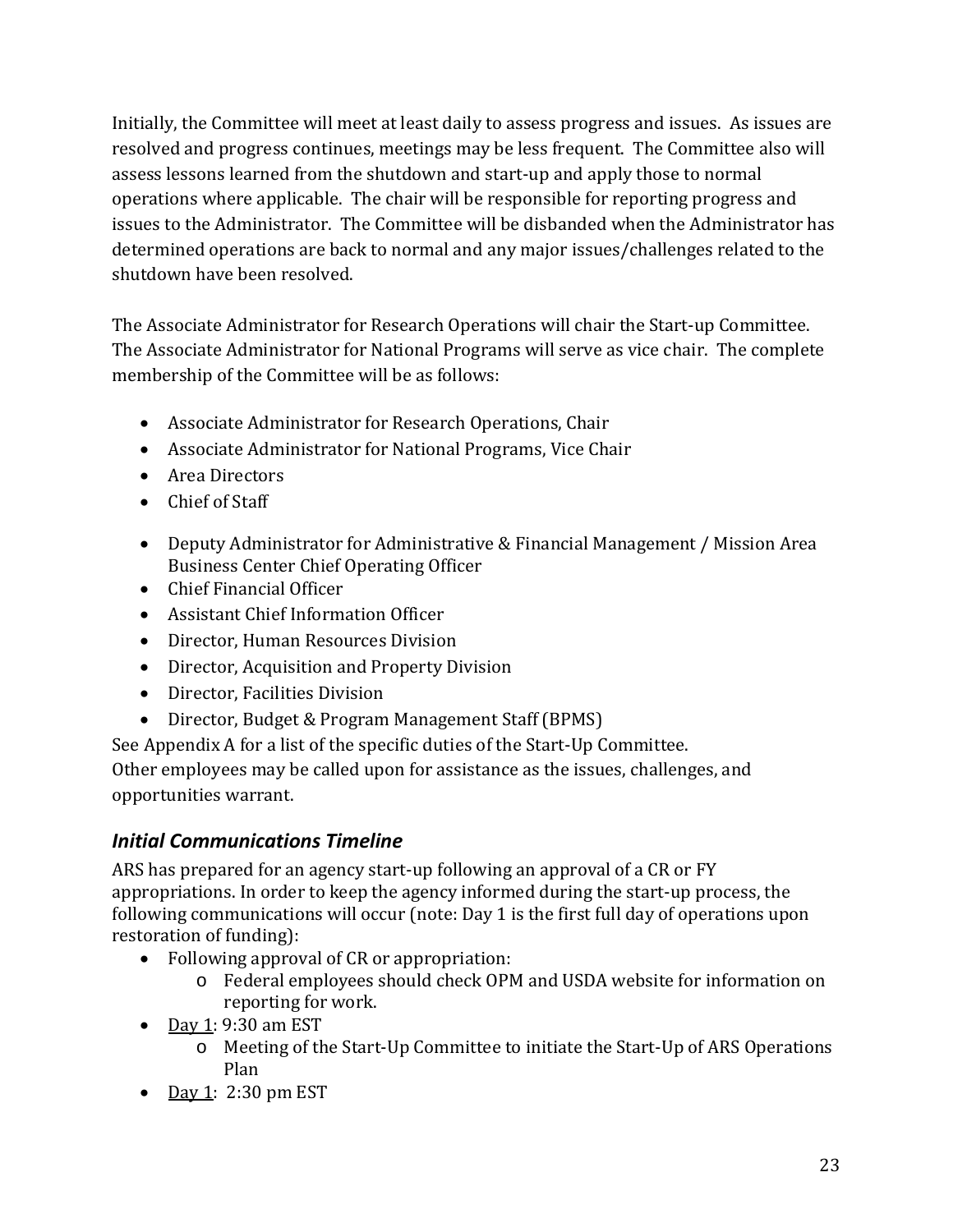Initially, the Committee will meet at least daily to assess progress and issues. As issues are resolved and progress continues, meetings may be less frequent. The Committee also will assess lessons learned from the shutdown and start-up and apply those to normal operations where applicable. The chair will be responsible for reporting progress and issues to the Administrator. The Committee will be disbanded when the Administrator has determined operations are back to normal and any major issues/challenges related to the shutdown have been resolved.

The Associate Administrator for Research Operations will chair the Start-up Committee. The Associate Administrator for National Programs will serve as vice chair. The complete membership of the Committee will be as follows:

- Associate Administrator for Research Operations, Chair
- Associate Administrator for National Programs, Vice Chair
- Area Directors
- Chief of Staff
- Deputy Administrator for Administrative & Financial Management / Mission Area Business Center Chief Operating Officer
- Chief Financial Officer
- Assistant Chief Information Officer
- Director, Human Resources Division
- Director, Acquisition and Property Division
- Director, Facilities Division
- Director, Budget & Program Management Staff (BPMS)

See Appendix A for a list of the specific duties of the Start-Up Committee.
Other employees may be called upon for assistance as the issues, challenges, and opportunities warrant.

### *Initial Communications Timeline*

ARS has prepared for an agency start-up following an approval of a CR or FY appropriations. In order to keep the agency informed during the start-up process, the following communications will occur (note: Day 1 is the first full day of operations upon restoration of funding):

- Following approval of CR or appropriation:
  - Federal employees should check OPM and USDA website for information on reporting for work.
- Day 1: 9:30 am EST
  - Meeting of the Start-Up Committee to initiate the Start-Up of ARS Operations Plan
- Day 1: 2:30 pm EST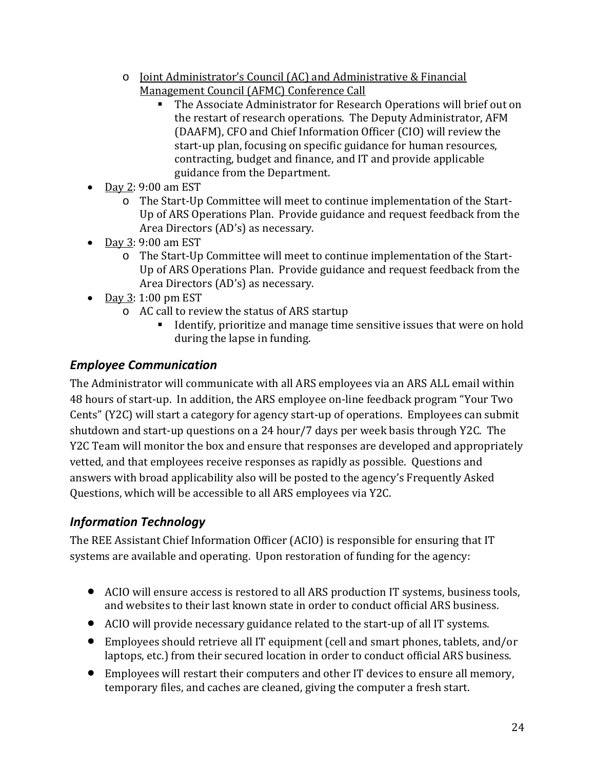- Joint Administrator's Council (AC) and Administrative & Financial Management Council (AFMC) Conference Call
  - The Associate Administrator for Research Operations will brief out on the restart of research operations. The Deputy Administrator, AFM (DAAFM), CFO and Chief Information Officer (CIO) will review the start-up plan, focusing on specific guidance for human resources, contracting, budget and finance, and IT and provide applicable guidance from the Department.
- Day 2: 9:00 am EST
  - The Start-Up Committee will meet to continue implementation of the Start-Up of ARS Operations Plan. Provide guidance and request feedback from the Area Directors (AD's) as necessary.
- Day 3: 9:00 am EST
  - The Start-Up Committee will meet to continue implementation of the Start-Up of ARS Operations Plan. Provide guidance and request feedback from the Area Directors (AD's) as necessary.
- Day 3: 1:00 pm EST
  - AC call to review the status of ARS startup
    - Identify, prioritize and manage time sensitive issues that were on hold during the lapse in funding.

## *Employee Communication*

The Administrator will communicate with all ARS employees via an ARS ALL email within 48 hours of start-up. In addition, the ARS employee on-line feedback program "Your Two Cents" (Y2C) will start a category for agency start-up of operations. Employees can submit shutdown and start-up questions on a 24 hour/7 days per week basis through Y2C. The Y2C Team will monitor the box and ensure that responses are developed and appropriately vetted, and that employees receive responses as rapidly as possible. Questions and answers with broad applicability also will be posted to the agency's Frequently Asked Questions, which will be accessible to all ARS employees via Y2C.

## *Information Technology*

The REE Assistant Chief Information Officer (ACIO) is responsible for ensuring that IT systems are available and operating. Upon restoration of funding for the agency:

- ACIO will ensure access is restored to all ARS production IT systems, business tools, and websites to their last known state in order to conduct official ARS business.
- ACIO will provide necessary guidance related to the start-up of all IT systems.
- Employees should retrieve all IT equipment (cell and smart phones, tablets, and/or laptops, etc.) from their secured location in order to conduct official ARS business.
- Employees will restart their computers and other IT devices to ensure all memory, temporary files, and caches are cleaned, giving the computer a fresh start.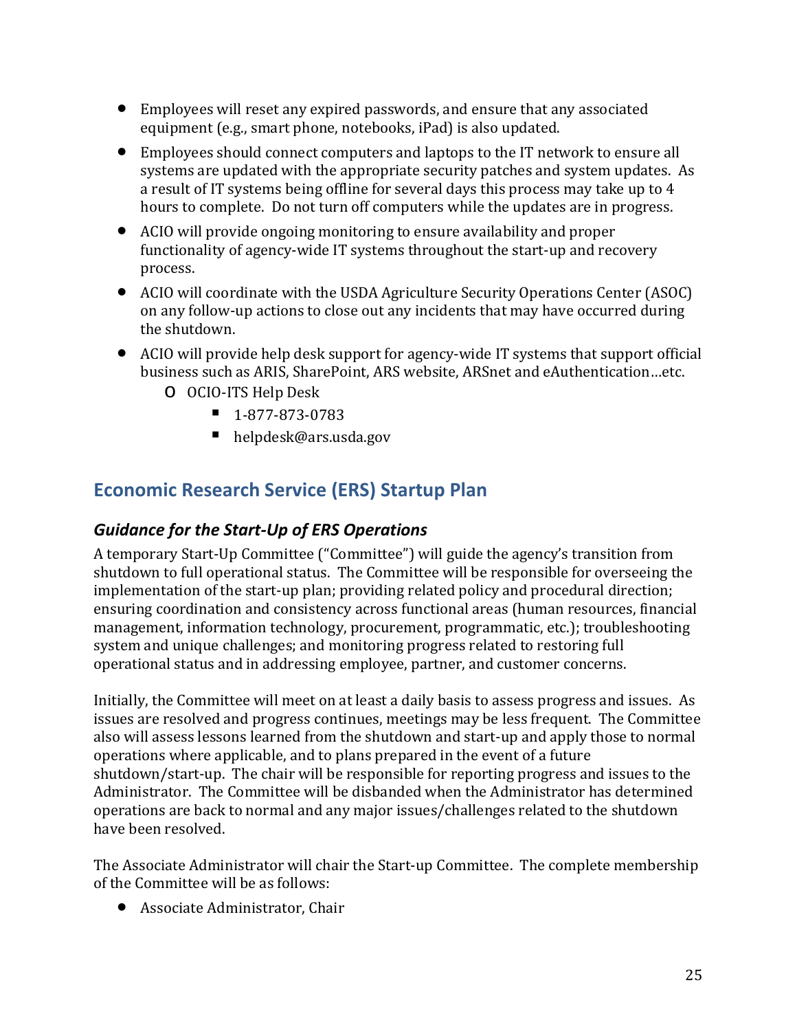- Employees will reset any expired passwords, and ensure that any associated equipment (e.g., smart phone, notebooks, iPad) is also updated.
- Employees should connect computers and laptops to the IT network to ensure all systems are updated with the appropriate security patches and system updates. As a result of IT systems being offline for several days this process may take up to 4 hours to complete. Do not turn off computers while the updates are in progress.
- ACIO will provide ongoing monitoring to ensure availability and proper functionality of agency-wide IT systems throughout the start-up and recovery process.
- ACIO will coordinate with the USDA Agriculture Security Operations Center (ASOC) on any follow-up actions to close out any incidents that may have occurred during the shutdown.
- ACIO will provide help desk support for agency-wide IT systems that support official business such as ARIS, SharePoint, ARS website, ARSnet and eAuthentication…etc.
    - OCIO-ITS Help Desk
        - 1-877-873-0783
        - helpdesk@ars.usda.gov

## Economic Research Service (ERS) Startup Plan

### *Guidance for the Start-Up of ERS Operations*

A temporary Start-Up Committee ("Committee") will guide the agency's transition from shutdown to full operational status. The Committee will be responsible for overseeing the implementation of the start-up plan; providing related policy and procedural direction; ensuring coordination and consistency across functional areas (human resources, financial management, information technology, procurement, programmatic, etc.); troubleshooting system and unique challenges; and monitoring progress related to restoring full operational status and in addressing employee, partner, and customer concerns.

Initially, the Committee will meet on at least a daily basis to assess progress and issues. As issues are resolved and progress continues, meetings may be less frequent. The Committee also will assess lessons learned from the shutdown and start-up and apply those to normal operations where applicable, and to plans prepared in the event of a future shutdown/start-up. The chair will be responsible for reporting progress and issues to the Administrator. The Committee will be disbanded when the Administrator has determined operations are back to normal and any major issues/challenges related to the shutdown have been resolved.

The Associate Administrator will chair the Start-up Committee. The complete membership of the Committee will be as follows:

- Associate Administrator, Chair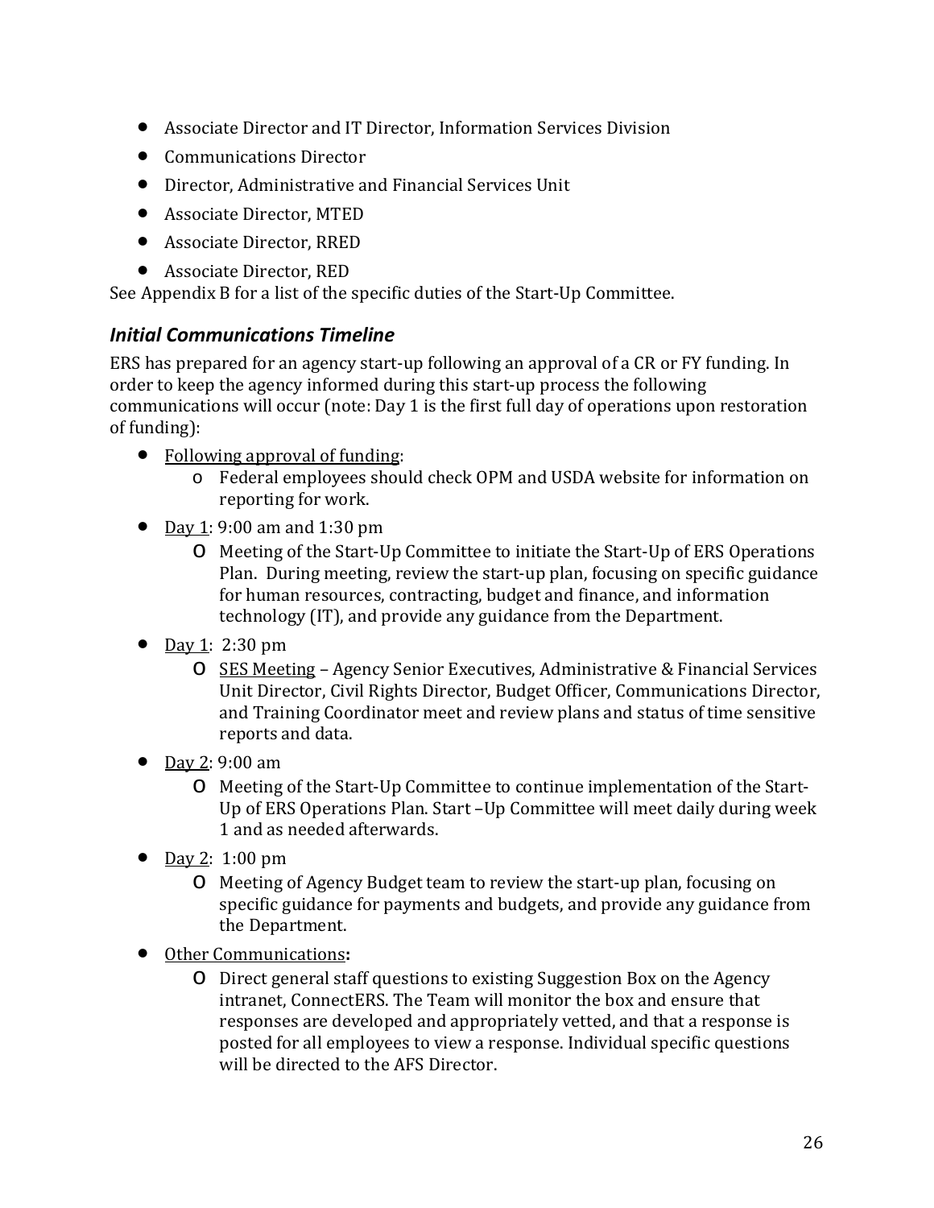- Associate Director and IT Director, Information Services Division
- Communications Director
- Director, Administrative and Financial Services Unit
- Associate Director, MTED
- Associate Director, RRED
- Associate Director, RED

See Appendix B for a list of the specific duties of the Start-Up Committee.

### *Initial Communications Timeline*

ERS has prepared for an agency start-up following an approval of a CR or FY funding. In order to keep the agency informed during this start-up process the following communications will occur (note: Day 1 is the first full day of operations upon restoration of funding):

- <u>Following approval of funding</u>:
  - Federal employees should check OPM and USDA website for information on reporting for work.
- <u>Day 1</u>: 9:00 am and 1:30 pm
  - Meeting of the Start-Up Committee to initiate the Start-Up of ERS Operations Plan. During meeting, review the start-up plan, focusing on specific guidance for human resources, contracting, budget and finance, and information technology (IT), and provide any guidance from the Department.
- <u>Day 1</u>: 2:30 pm
  - <u>SES Meeting</u> – Agency Senior Executives, Administrative & Financial Services Unit Director, Civil Rights Director, Budget Officer, Communications Director, and Training Coordinator meet and review plans and status of time sensitive reports and data.
- <u>Day 2</u>: 9:00 am
  - Meeting of the Start-Up Committee to continue implementation of the Start-Up of ERS Operations Plan. Start –Up Committee will meet daily during week 1 and as needed afterwards.
- <u>Day 2</u>: 1:00 pm
  - Meeting of Agency Budget team to review the start-up plan, focusing on specific guidance for payments and budgets, and provide any guidance from the Department.
- <u>Other Communications</u>**:**
  - Direct general staff questions to existing Suggestion Box on the Agency intranet, ConnectERS. The Team will monitor the box and ensure that responses are developed and appropriately vetted, and that a response is posted for all employees to view a response. Individual specific questions will be directed to the AFS Director.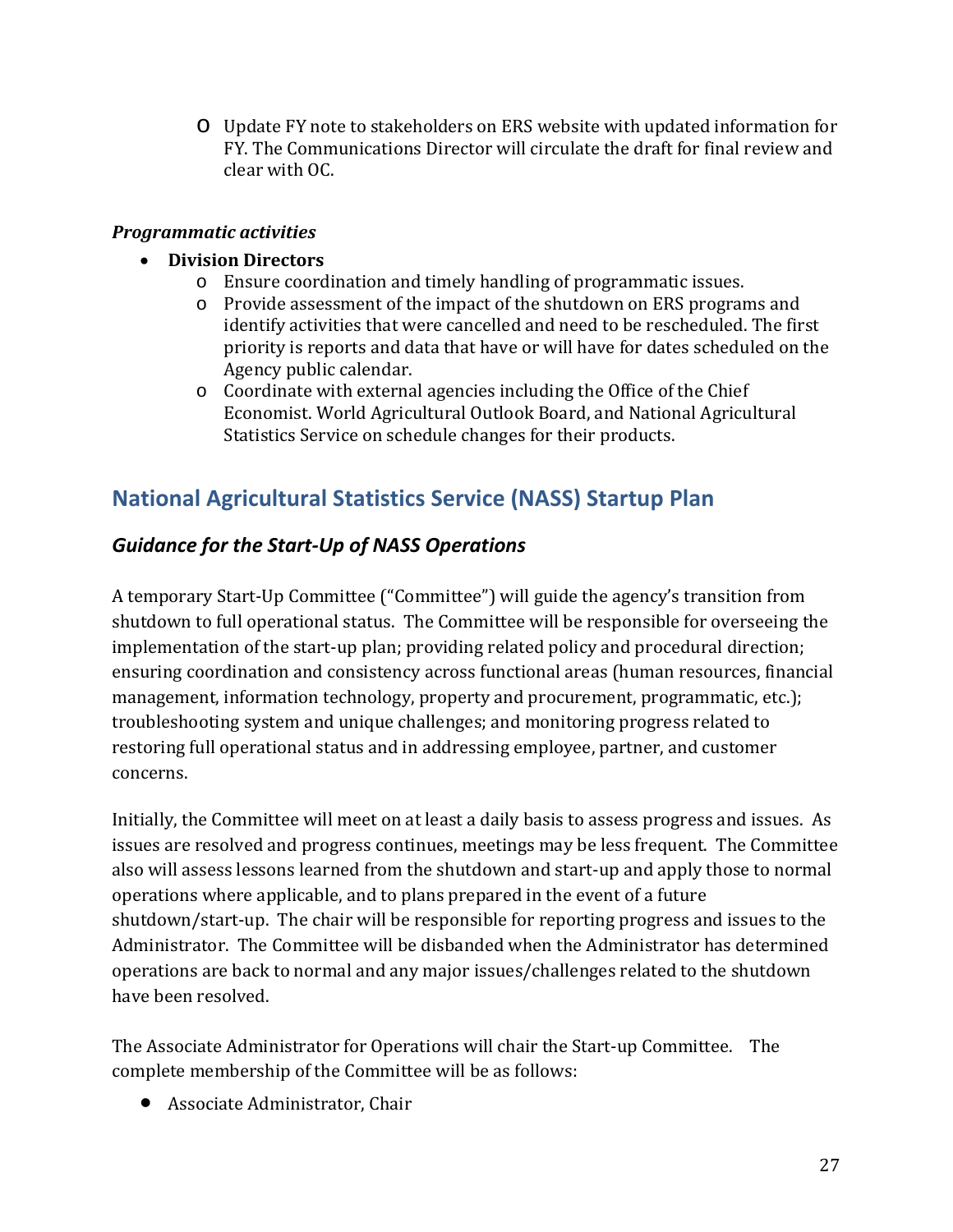- Update FY note to stakeholders on ERS website with updated information for FY. The Communications Director will circulate the draft for final review and clear with OC.

*Programmatic activities*

- **Division Directors**
  - Ensure coordination and timely handling of programmatic issues.
  - Provide assessment of the impact of the shutdown on ERS programs and identify activities that were cancelled and need to be rescheduled. The first priority is reports and data that have or will have for dates scheduled on the Agency public calendar.
  - Coordinate with external agencies including the Office of the Chief Economist. World Agricultural Outlook Board, and National Agricultural Statistics Service on schedule changes for their products.

## National Agricultural Statistics Service (NASS) Startup Plan

### *Guidance for the Start-Up of NASS Operations*

A temporary Start-Up Committee ("Committee") will guide the agency's transition from shutdown to full operational status. The Committee will be responsible for overseeing the implementation of the start-up plan; providing related policy and procedural direction; ensuring coordination and consistency across functional areas (human resources, financial management, information technology, property and procurement, programmatic, etc.); troubleshooting system and unique challenges; and monitoring progress related to restoring full operational status and in addressing employee, partner, and customer concerns.

Initially, the Committee will meet on at least a daily basis to assess progress and issues. As issues are resolved and progress continues, meetings may be less frequent. The Committee also will assess lessons learned from the shutdown and start-up and apply those to normal operations where applicable, and to plans prepared in the event of a future shutdown/start-up. The chair will be responsible for reporting progress and issues to the Administrator. The Committee will be disbanded when the Administrator has determined operations are back to normal and any major issues/challenges related to the shutdown have been resolved.

The Associate Administrator for Operations will chair the Start-up Committee. The complete membership of the Committee will be as follows:

- Associate Administrator, Chair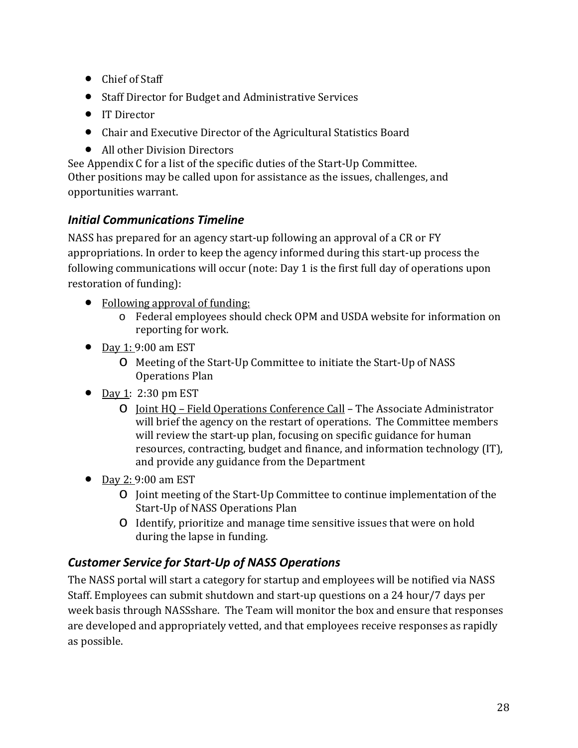- Chief of Staff
- Staff Director for Budget and Administrative Services
- IT Director
- Chair and Executive Director of the Agricultural Statistics Board
- All other Division Directors

See Appendix C for a list of the specific duties of the Start-Up Committee.
Other positions may be called upon for assistance as the issues, challenges, and opportunities warrant.

### *Initial Communications Timeline*

NASS has prepared for an agency start-up following an approval of a CR or FY appropriations. In order to keep the agency informed during this start-up process the following communications will occur (note: Day 1 is the first full day of operations upon restoration of funding):

- Following approval of funding:
  - Federal employees should check OPM and USDA website for information on reporting for work.
- Day 1: 9:00 am EST
  - Meeting of the Start-Up Committee to initiate the Start-Up of NASS Operations Plan
- Day 1: 2:30 pm EST
  - Joint HQ – Field Operations Conference Call – The Associate Administrator will brief the agency on the restart of operations. The Committee members will review the start-up plan, focusing on specific guidance for human resources, contracting, budget and finance, and information technology (IT), and provide any guidance from the Department
- Day 2: 9:00 am EST
  - Joint meeting of the Start-Up Committee to continue implementation of the Start-Up of NASS Operations Plan
  - Identify, prioritize and manage time sensitive issues that were on hold during the lapse in funding.

### *Customer Service for Start-Up of NASS Operations*

The NASS portal will start a category for startup and employees will be notified via NASS Staff. Employees can submit shutdown and start-up questions on a 24 hour/7 days per week basis through NASSshare. The Team will monitor the box and ensure that responses are developed and appropriately vetted, and that employees receive responses as rapidly as possible.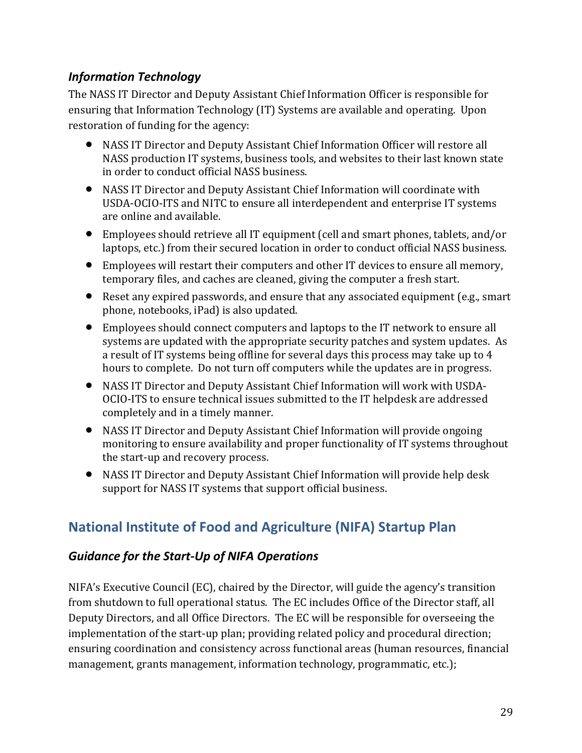### *Information Technology*

The NASS IT Director and Deputy Assistant Chief Information Officer is responsible for ensuring that Information Technology (IT) Systems are available and operating. Upon restoration of funding for the agency:

- NASS IT Director and Deputy Assistant Chief Information Officer will restore all NASS production IT systems, business tools, and websites to their last known state in order to conduct official NASS business.
- NASS IT Director and Deputy Assistant Chief Information will coordinate with USDA-OCIO-ITS and NITC to ensure all interdependent and enterprise IT systems are online and available.
- Employees should retrieve all IT equipment (cell and smart phones, tablets, and/or laptops, etc.) from their secured location in order to conduct official NASS business.
- Employees will restart their computers and other IT devices to ensure all memory, temporary files, and caches are cleaned, giving the computer a fresh start.
- Reset any expired passwords, and ensure that any associated equipment (e.g., smart phone, notebooks, iPad) is also updated.
- Employees should connect computers and laptops to the IT network to ensure all systems are updated with the appropriate security patches and system updates. As a result of IT systems being offline for several days this process may take up to 4 hours to complete. Do not turn off computers while the updates are in progress.
- NASS IT Director and Deputy Assistant Chief Information will work with USDA-OCIO-ITS to ensure technical issues submitted to the IT helpdesk are addressed completely and in a timely manner.
- NASS IT Director and Deputy Assistant Chief Information will provide ongoing monitoring to ensure availability and proper functionality of IT systems throughout the start-up and recovery process.
- NASS IT Director and Deputy Assistant Chief Information will provide help desk support for NASS IT systems that support official business.

## National Institute of Food and Agriculture (NIFA) Startup Plan

### *Guidance for the Start-Up of NIFA Operations*

NIFA's Executive Council (EC), chaired by the Director, will guide the agency's transition from shutdown to full operational status. The EC includes Office of the Director staff, all Deputy Directors, and all Office Directors. The EC will be responsible for overseeing the implementation of the start-up plan; providing related policy and procedural direction; ensuring coordination and consistency across functional areas (human resources, financial management, grants management, information technology, programmatic, etc.);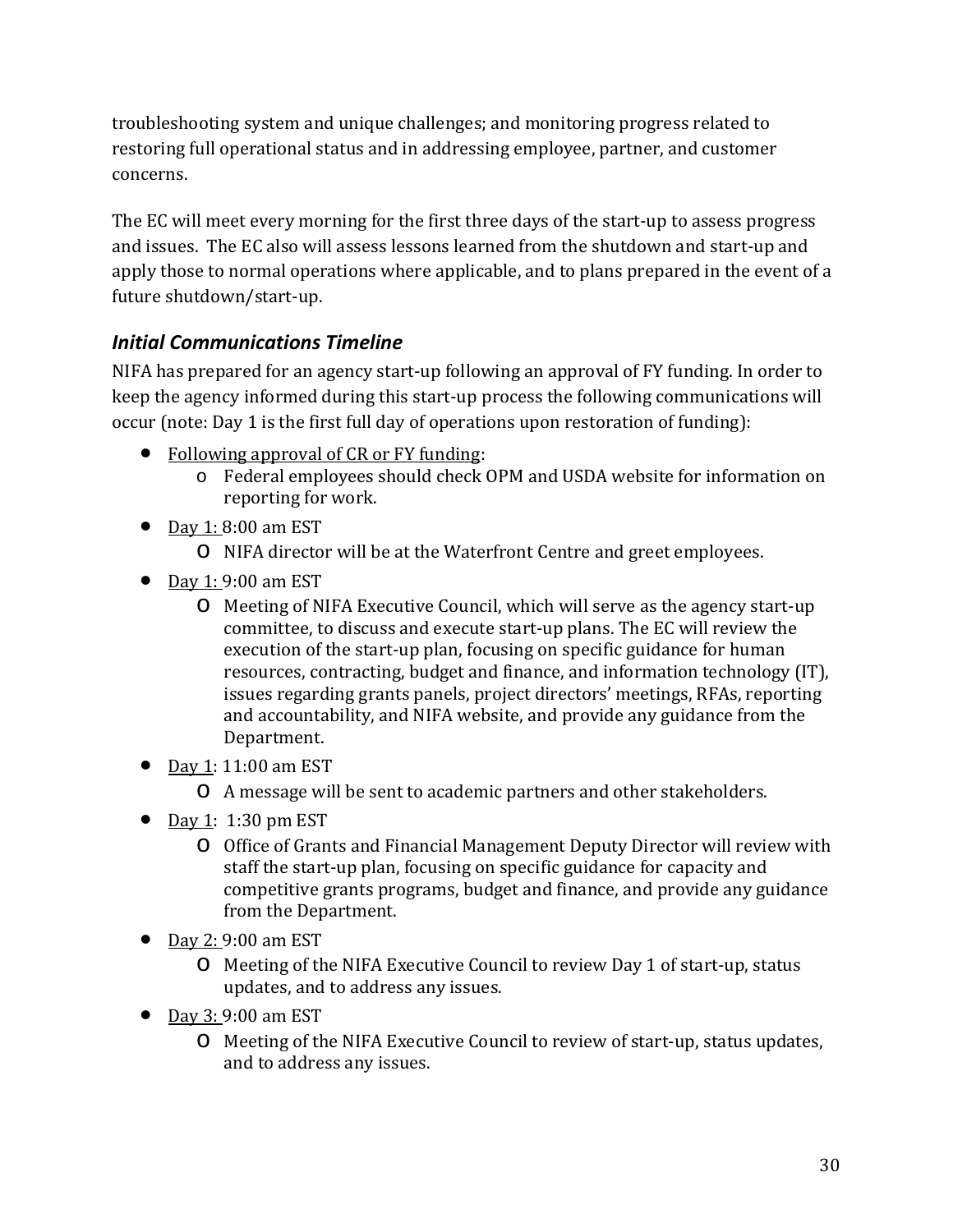troubleshooting system and unique challenges; and monitoring progress related to restoring full operational status and in addressing employee, partner, and customer concerns.

The EC will meet every morning for the first three days of the start-up to assess progress and issues. The EC also will assess lessons learned from the shutdown and start-up and apply those to normal operations where applicable, and to plans prepared in the event of a future shutdown/start-up.

### *Initial Communications Timeline*

NIFA has prepared for an agency start-up following an approval of FY funding. In order to keep the agency informed during this start-up process the following communications will occur (note: Day 1 is the first full day of operations upon restoration of funding):

- Following approval of CR or FY funding:
  - Federal employees should check OPM and USDA website for information on reporting for work.
- Day 1: 8:00 am EST
  - NIFA director will be at the Waterfront Centre and greet employees.
- Day 1: 9:00 am EST
  - Meeting of NIFA Executive Council, which will serve as the agency start-up committee, to discuss and execute start-up plans. The EC will review the execution of the start-up plan, focusing on specific guidance for human resources, contracting, budget and finance, and information technology (IT), issues regarding grants panels, project directors' meetings, RFAs, reporting and accountability, and NIFA website, and provide any guidance from the Department.
- Day 1: 11:00 am EST
  - A message will be sent to academic partners and other stakeholders.
- Day 1: 1:30 pm EST
  - Office of Grants and Financial Management Deputy Director will review with staff the start-up plan, focusing on specific guidance for capacity and competitive grants programs, budget and finance, and provide any guidance from the Department.
- Day 2: 9:00 am EST
  - Meeting of the NIFA Executive Council to review Day 1 of start-up, status updates, and to address any issues.
- Day 3: 9:00 am EST
  - Meeting of the NIFA Executive Council to review of start-up, status updates, and to address any issues.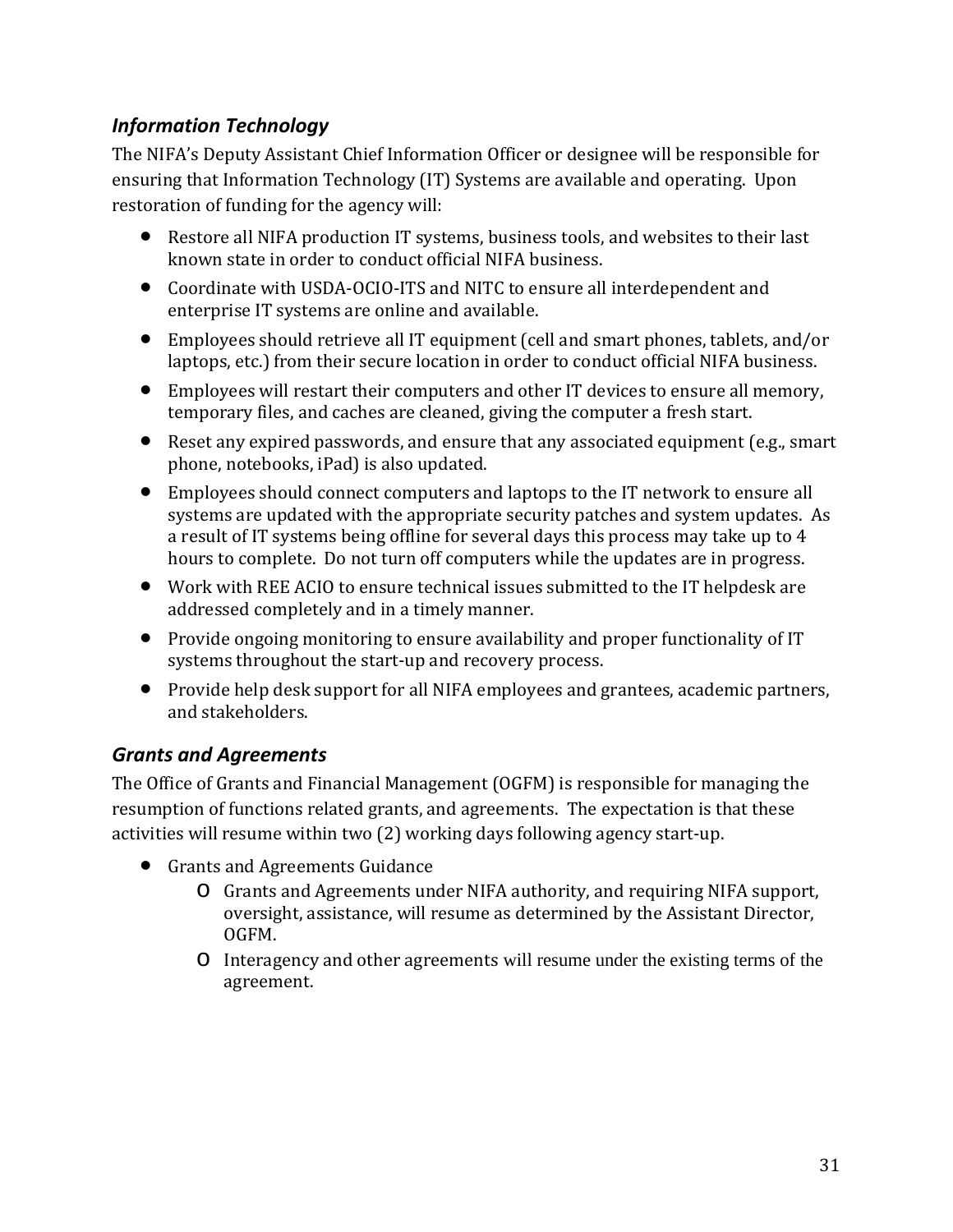### *Information Technology*

The NIFA's Deputy Assistant Chief Information Officer or designee will be responsible for ensuring that Information Technology (IT) Systems are available and operating. Upon restoration of funding for the agency will:

- Restore all NIFA production IT systems, business tools, and websites to their last known state in order to conduct official NIFA business.
- Coordinate with USDA-OCIO-ITS and NITC to ensure all interdependent and enterprise IT systems are online and available.
- Employees should retrieve all IT equipment (cell and smart phones, tablets, and/or laptops, etc.) from their secure location in order to conduct official NIFA business.
- Employees will restart their computers and other IT devices to ensure all memory, temporary files, and caches are cleaned, giving the computer a fresh start.
- Reset any expired passwords, and ensure that any associated equipment (e.g., smart phone, notebooks, iPad) is also updated.
- Employees should connect computers and laptops to the IT network to ensure all systems are updated with the appropriate security patches and system updates. As a result of IT systems being offline for several days this process may take up to 4 hours to complete. Do not turn off computers while the updates are in progress.
- Work with REE ACIO to ensure technical issues submitted to the IT helpdesk are addressed completely and in a timely manner.
- Provide ongoing monitoring to ensure availability and proper functionality of IT systems throughout the start-up and recovery process.
- Provide help desk support for all NIFA employees and grantees, academic partners, and stakeholders.

### *Grants and Agreements*

The Office of Grants and Financial Management (OGFM) is responsible for managing the resumption of functions related grants, and agreements. The expectation is that these activities will resume within two (2) working days following agency start-up.

- Grants and Agreements Guidance
  - Grants and Agreements under NIFA authority, and requiring NIFA support, oversight, assistance, will resume as determined by the Assistant Director, OGFM.
  - Interagency and other agreements will resume under the existing terms of the agreement.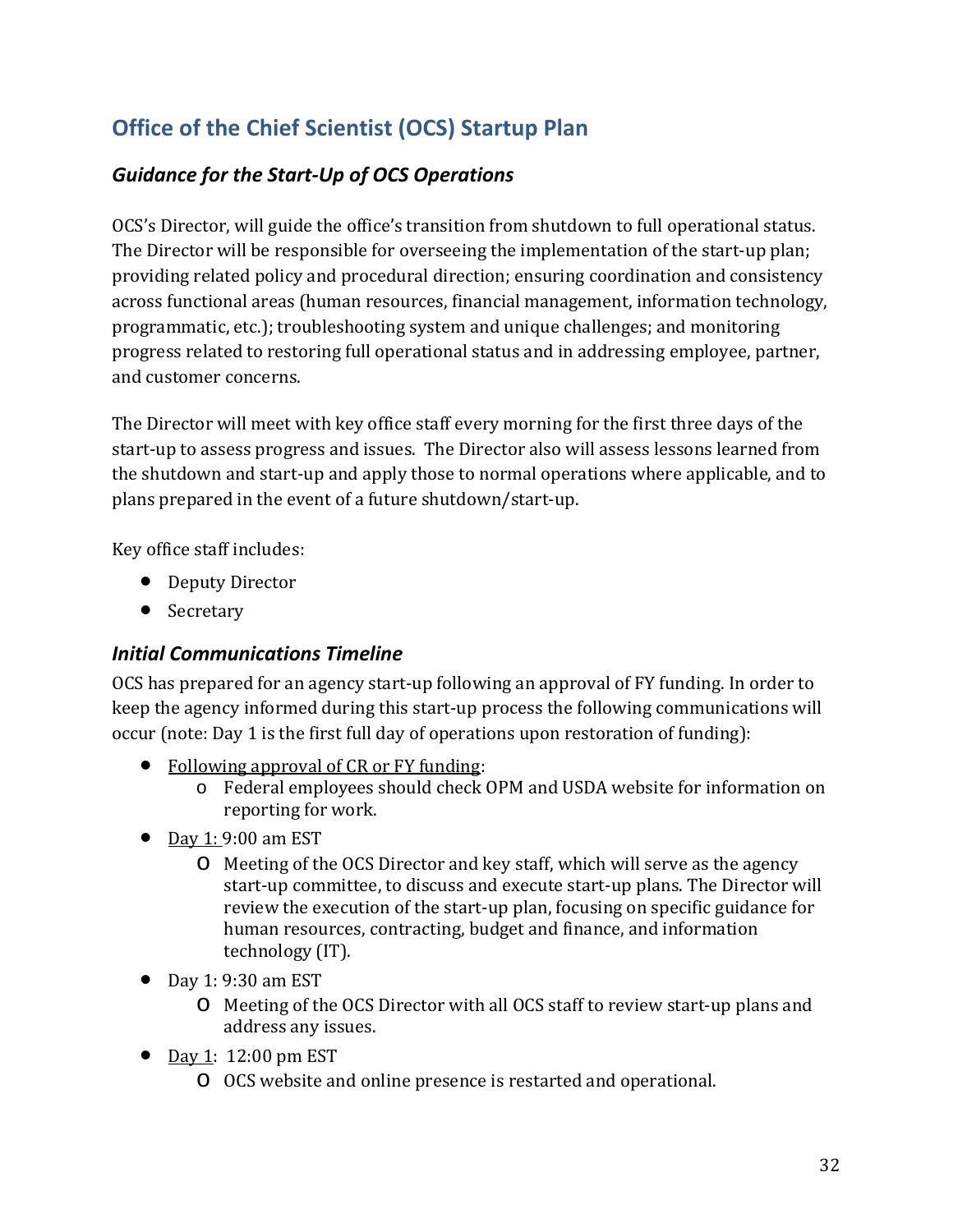## Office of the Chief Scientist (OCS) Startup Plan

### *Guidance for the Start-Up of OCS Operations*

OCS's Director, will guide the office's transition from shutdown to full operational status. The Director will be responsible for overseeing the implementation of the start-up plan; providing related policy and procedural direction; ensuring coordination and consistency across functional areas (human resources, financial management, information technology, programmatic, etc.); troubleshooting system and unique challenges; and monitoring progress related to restoring full operational status and in addressing employee, partner, and customer concerns.

The Director will meet with key office staff every morning for the first three days of the start-up to assess progress and issues. The Director also will assess lessons learned from the shutdown and start-up and apply those to normal operations where applicable, and to plans prepared in the event of a future shutdown/start-up.

Key office staff includes:

- Deputy Director
- Secretary

### *Initial Communications Timeline*

OCS has prepared for an agency start-up following an approval of FY funding. In order to keep the agency informed during this start-up process the following communications will occur (note: Day 1 is the first full day of operations upon restoration of funding):

- Following approval of CR or FY funding:
  - Federal employees should check OPM and USDA website for information on reporting for work.
- Day 1: 9:00 am EST
  - Meeting of the OCS Director and key staff, which will serve as the agency start-up committee, to discuss and execute start-up plans. The Director will review the execution of the start-up plan, focusing on specific guidance for human resources, contracting, budget and finance, and information technology (IT).
- Day 1: 9:30 am EST
  - Meeting of the OCS Director with all OCS staff to review start-up plans and address any issues.
- Day 1: 12:00 pm EST
  - OCS website and online presence is restarted and operational.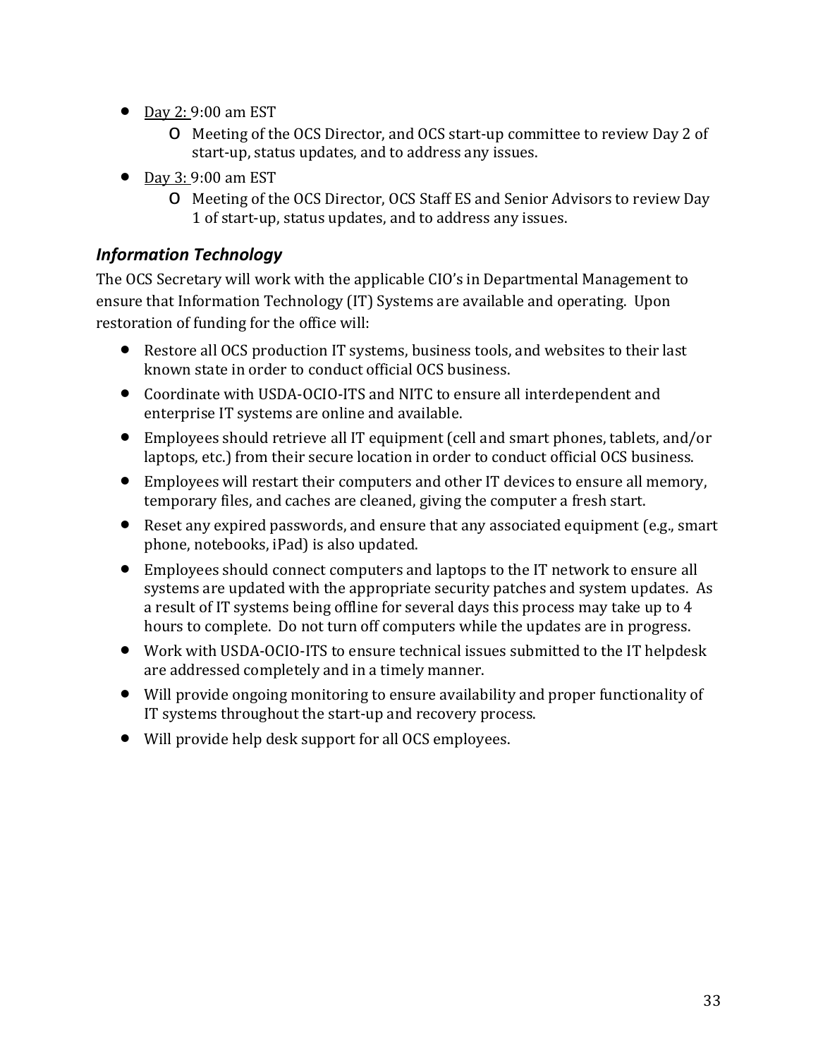- Day 2: 9:00 am EST
  - Meeting of the OCS Director, and OCS start-up committee to review Day 2 of start-up, status updates, and to address any issues.
- Day 3: 9:00 am EST
  - Meeting of the OCS Director, OCS Staff ES and Senior Advisors to review Day 1 of start-up, status updates, and to address any issues.

### *Information Technology*

The OCS Secretary will work with the applicable CIO's in Departmental Management to ensure that Information Technology (IT) Systems are available and operating. Upon restoration of funding for the office will:

- Restore all OCS production IT systems, business tools, and websites to their last known state in order to conduct official OCS business.
- Coordinate with USDA-OCIO-ITS and NITC to ensure all interdependent and enterprise IT systems are online and available.
- Employees should retrieve all IT equipment (cell and smart phones, tablets, and/or laptops, etc.) from their secure location in order to conduct official OCS business.
- Employees will restart their computers and other IT devices to ensure all memory, temporary files, and caches are cleaned, giving the computer a fresh start.
- Reset any expired passwords, and ensure that any associated equipment (e.g., smart phone, notebooks, iPad) is also updated.
- Employees should connect computers and laptops to the IT network to ensure all systems are updated with the appropriate security patches and system updates. As a result of IT systems being offline for several days this process may take up to 4 hours to complete. Do not turn off computers while the updates are in progress.
- Work with USDA-OCIO-ITS to ensure technical issues submitted to the IT helpdesk are addressed completely and in a timely manner.
- Will provide ongoing monitoring to ensure availability and proper functionality of IT systems throughout the start-up and recovery process.
- Will provide help desk support for all OCS employees.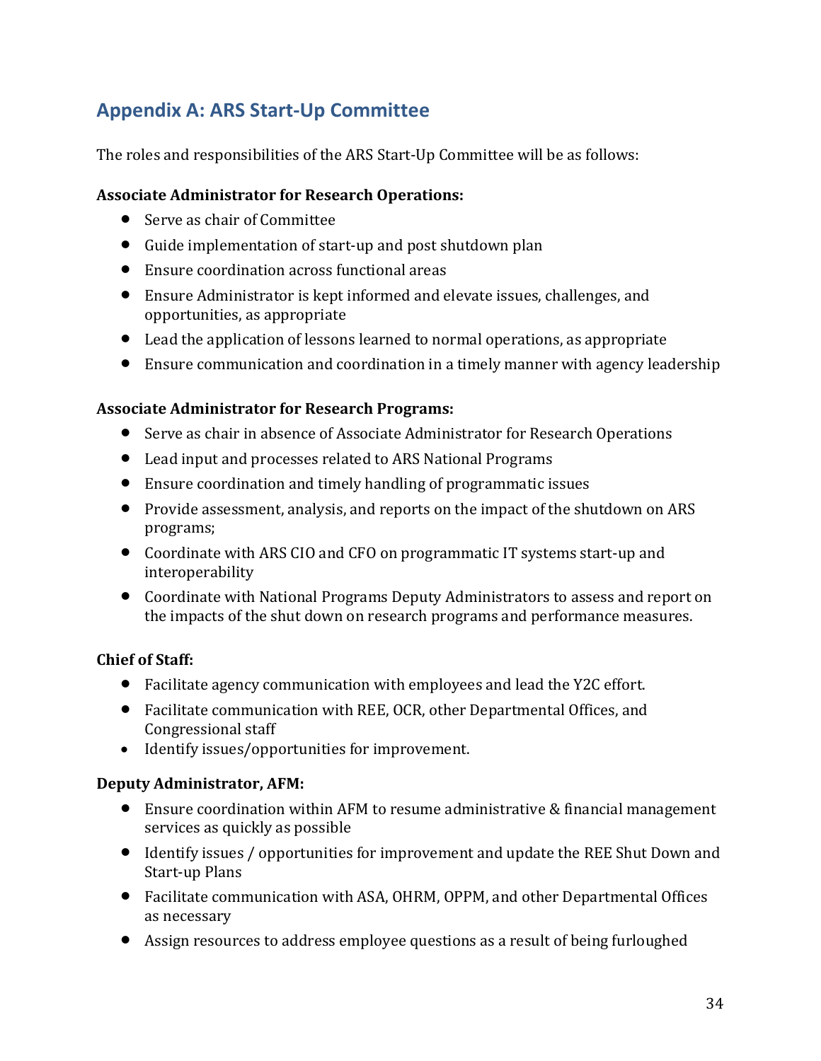## Appendix A: ARS Start-Up Committee

The roles and responsibilities of the ARS Start-Up Committee will be as follows:

**Associate Administrator for Research Operations:**

- Serve as chair of Committee
- Guide implementation of start-up and post shutdown plan
- Ensure coordination across functional areas
- Ensure Administrator is kept informed and elevate issues, challenges, and opportunities, as appropriate
- Lead the application of lessons learned to normal operations, as appropriate
- Ensure communication and coordination in a timely manner with agency leadership

**Associate Administrator for Research Programs:**

- Serve as chair in absence of Associate Administrator for Research Operations
- Lead input and processes related to ARS National Programs
- Ensure coordination and timely handling of programmatic issues
- Provide assessment, analysis, and reports on the impact of the shutdown on ARS programs;
- Coordinate with ARS CIO and CFO on programmatic IT systems start-up and interoperability
- Coordinate with National Programs Deputy Administrators to assess and report on the impacts of the shut down on research programs and performance measures.

**Chief of Staff:**

- Facilitate agency communication with employees and lead the Y2C effort.
- Facilitate communication with REE, OCR, other Departmental Offices, and Congressional staff
- Identify issues/opportunities for improvement.

**Deputy Administrator, AFM:**

- Ensure coordination within AFM to resume administrative & financial management services as quickly as possible
- Identify issues / opportunities for improvement and update the REE Shut Down and Start-up Plans
- Facilitate communication with ASA, OHRM, OPPM, and other Departmental Offices as necessary
- Assign resources to address employee questions as a result of being furloughed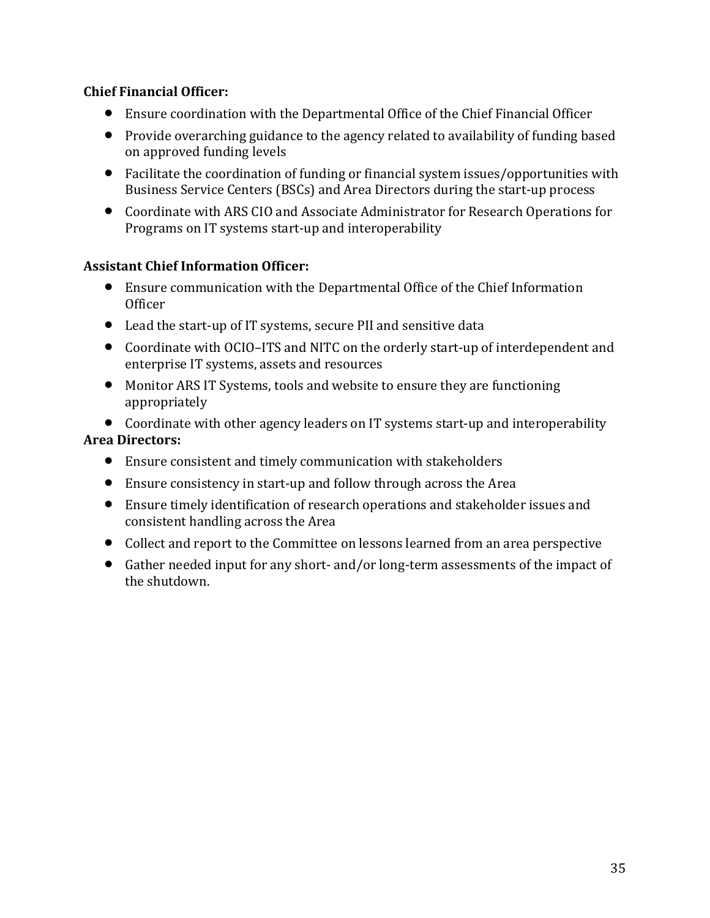**Chief Financial Officer:**

- Ensure coordination with the Departmental Office of the Chief Financial Officer
- Provide overarching guidance to the agency related to availability of funding based on approved funding levels
- Facilitate the coordination of funding or financial system issues/opportunities with Business Service Centers (BSCs) and Area Directors during the start-up process
- Coordinate with ARS CIO and Associate Administrator for Research Operations for Programs on IT systems start-up and interoperability

**Assistant Chief Information Officer:**

- Ensure communication with the Departmental Office of the Chief Information Officer
- Lead the start-up of IT systems, secure PII and sensitive data
- Coordinate with OCIO–ITS and NITC on the orderly start-up of interdependent and enterprise IT systems, assets and resources
- Monitor ARS IT Systems, tools and website to ensure they are functioning appropriately
- Coordinate with other agency leaders on IT systems start-up and interoperability

**Area Directors:**

- Ensure consistent and timely communication with stakeholders
- Ensure consistency in start-up and follow through across the Area
- Ensure timely identification of research operations and stakeholder issues and consistent handling across the Area
- Collect and report to the Committee on lessons learned from an area perspective
- Gather needed input for any short- and/or long-term assessments of the impact of the shutdown.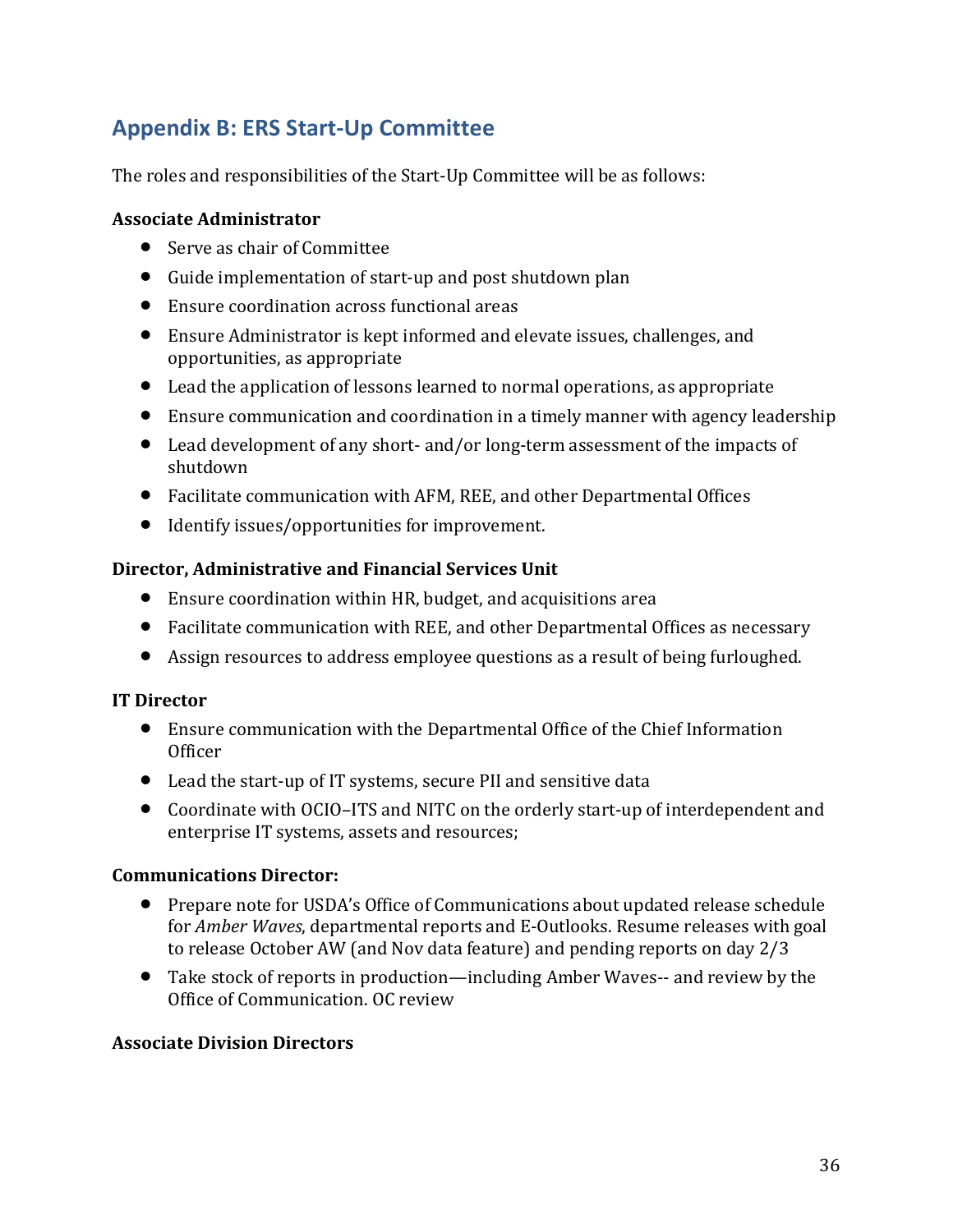## Appendix B: ERS Start-Up Committee

The roles and responsibilities of the Start-Up Committee will be as follows:

**Associate Administrator**

- Serve as chair of Committee
- Guide implementation of start-up and post shutdown plan
- Ensure coordination across functional areas
- Ensure Administrator is kept informed and elevate issues, challenges, and opportunities, as appropriate
- Lead the application of lessons learned to normal operations, as appropriate
- Ensure communication and coordination in a timely manner with agency leadership
- Lead development of any short- and/or long-term assessment of the impacts of shutdown
- Facilitate communication with AFM, REE, and other Departmental Offices
- Identify issues/opportunities for improvement.

**Director, Administrative and Financial Services Unit**

- Ensure coordination within HR, budget, and acquisitions area
- Facilitate communication with REE, and other Departmental Offices as necessary
- Assign resources to address employee questions as a result of being furloughed.

**IT Director**

- Ensure communication with the Departmental Office of the Chief Information Officer
- Lead the start-up of IT systems, secure PII and sensitive data
- Coordinate with OCIO–ITS and NITC on the orderly start-up of interdependent and enterprise IT systems, assets and resources;

**Communications Director:**

- Prepare note for USDA's Office of Communications about updated release schedule for *Amber Waves*, departmental reports and E-Outlooks. Resume releases with goal to release October AW (and Nov data feature) and pending reports on day 2/3
- Take stock of reports in production—including Amber Waves-- and review by the Office of Communication. OC review

**Associate Division Directors**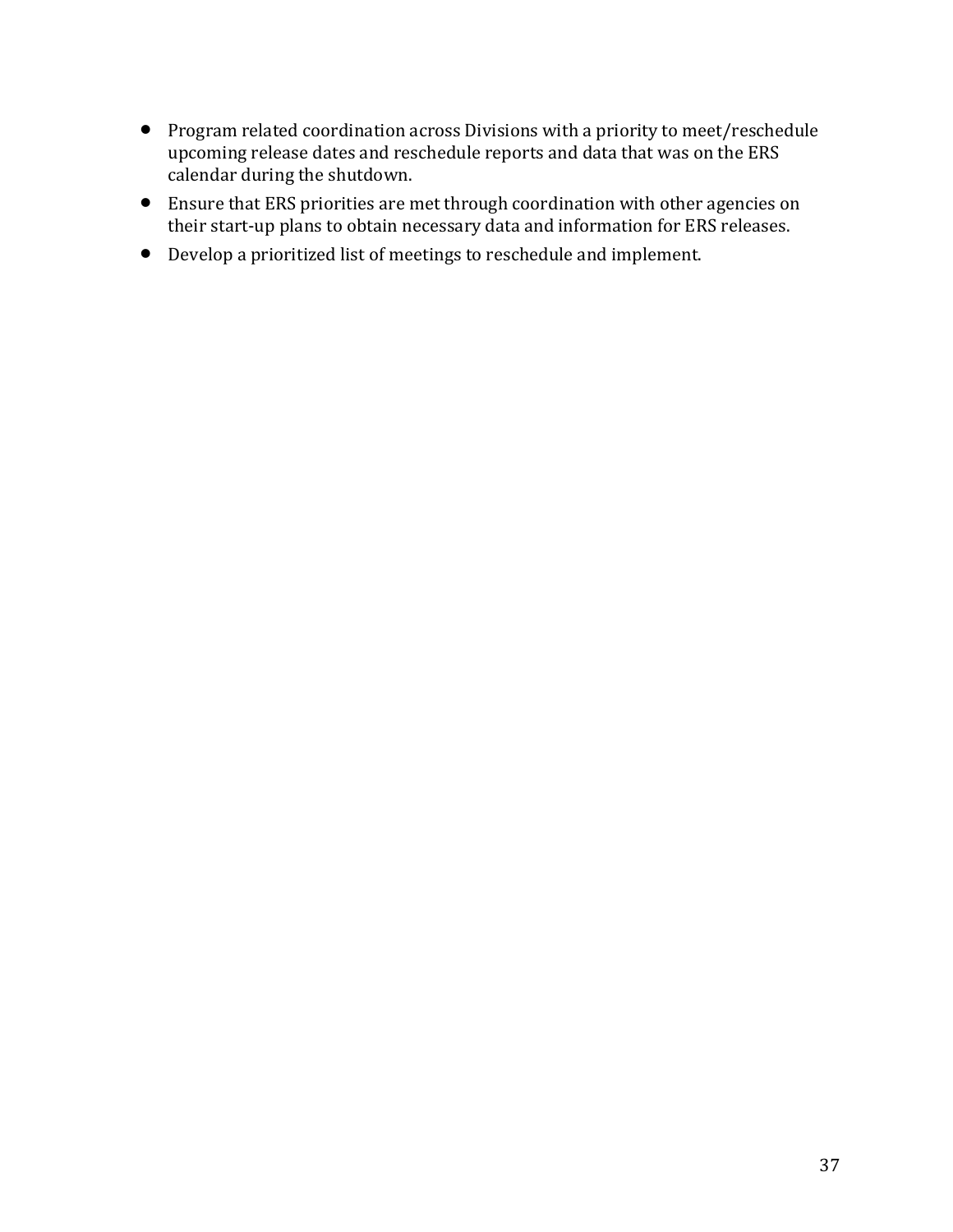- Program related coordination across Divisions with a priority to meet/reschedule upcoming release dates and reschedule reports and data that was on the ERS calendar during the shutdown.
- Ensure that ERS priorities are met through coordination with other agencies on their start-up plans to obtain necessary data and information for ERS releases.
- Develop a prioritized list of meetings to reschedule and implement.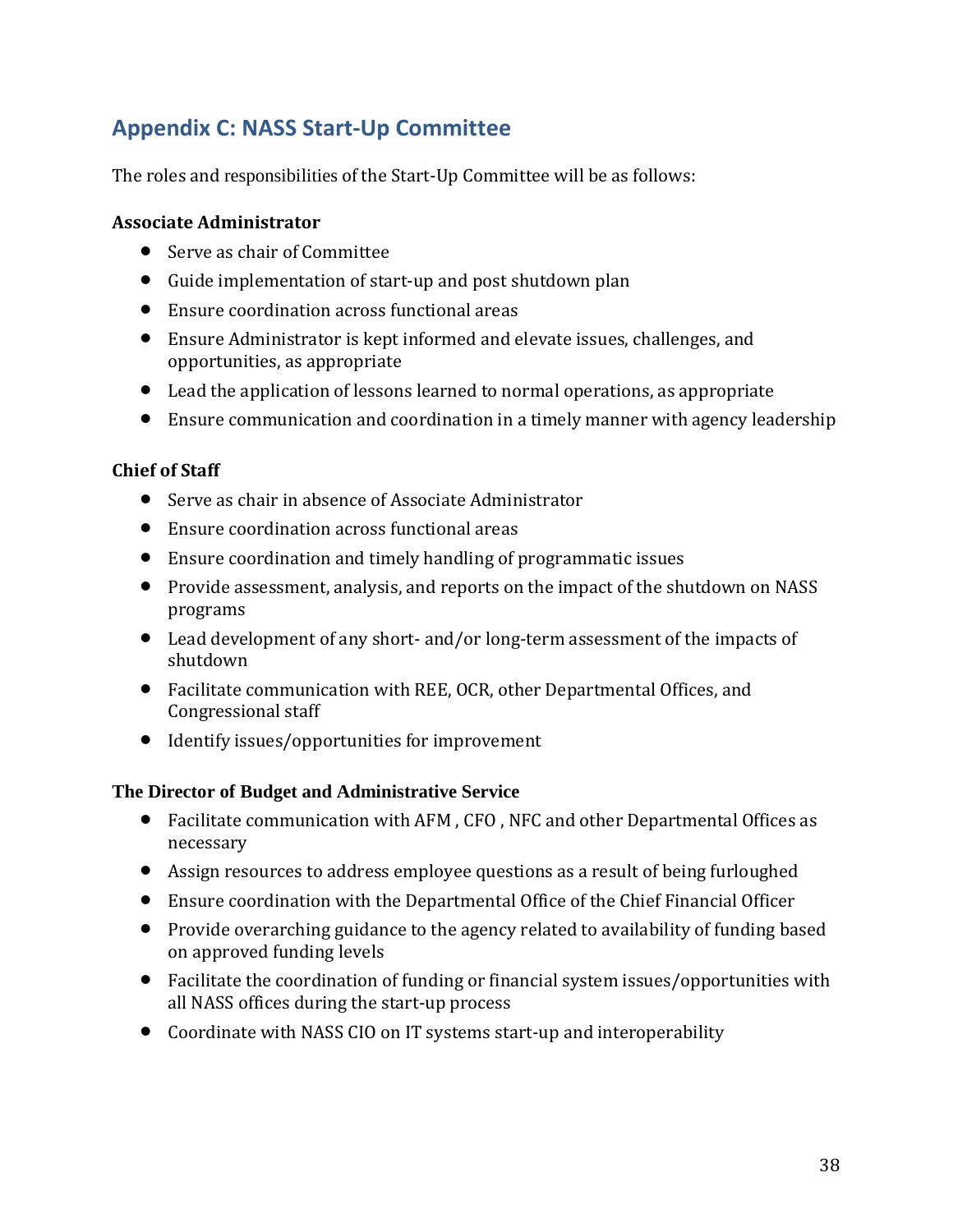## Appendix C: NASS Start-Up Committee

The roles and responsibilities of the Start-Up Committee will be as follows:

**Associate Administrator**

- Serve as chair of Committee
- Guide implementation of start-up and post shutdown plan
- Ensure coordination across functional areas
- Ensure Administrator is kept informed and elevate issues, challenges, and opportunities, as appropriate
- Lead the application of lessons learned to normal operations, as appropriate
- Ensure communication and coordination in a timely manner with agency leadership

**Chief of Staff**

- Serve as chair in absence of Associate Administrator
- Ensure coordination across functional areas
- Ensure coordination and timely handling of programmatic issues
- Provide assessment, analysis, and reports on the impact of the shutdown on NASS programs
- Lead development of any short- and/or long-term assessment of the impacts of shutdown
- Facilitate communication with REE, OCR, other Departmental Offices, and Congressional staff
- Identify issues/opportunities for improvement

**The Director of Budget and Administrative Service**

- Facilitate communication with AFM , CFO , NFC and other Departmental Offices as necessary
- Assign resources to address employee questions as a result of being furloughed
- Ensure coordination with the Departmental Office of the Chief Financial Officer
- Provide overarching guidance to the agency related to availability of funding based on approved funding levels
- Facilitate the coordination of funding or financial system issues/opportunities with all NASS offices during the start-up process
- Coordinate with NASS CIO on IT systems start-up and interoperability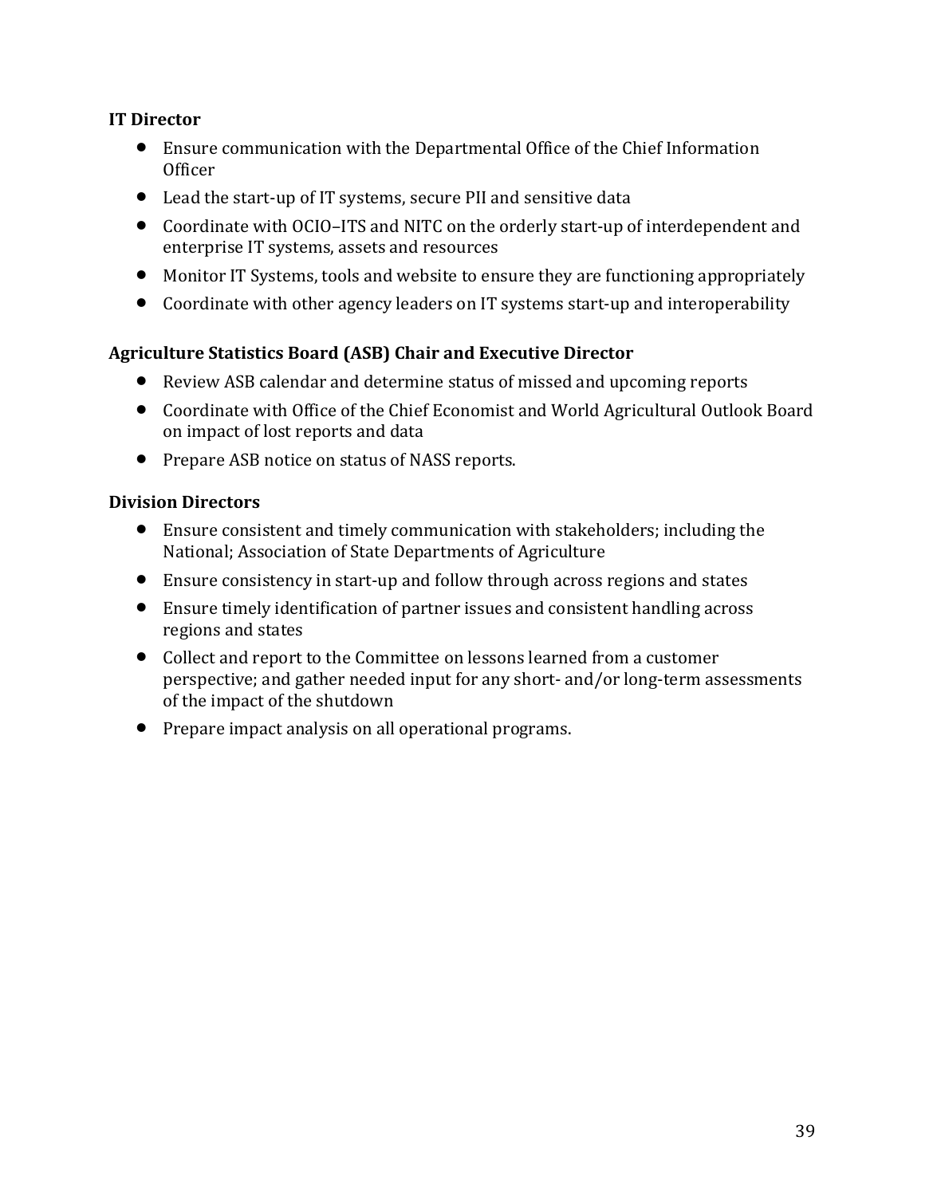**IT Director**

- Ensure communication with the Departmental Office of the Chief Information Officer
- Lead the start-up of IT systems, secure PII and sensitive data
- Coordinate with OCIO–ITS and NITC on the orderly start-up of interdependent and enterprise IT systems, assets and resources
- Monitor IT Systems, tools and website to ensure they are functioning appropriately
- Coordinate with other agency leaders on IT systems start-up and interoperability

**Agriculture Statistics Board (ASB) Chair and Executive Director**

- Review ASB calendar and determine status of missed and upcoming reports
- Coordinate with Office of the Chief Economist and World Agricultural Outlook Board on impact of lost reports and data
- Prepare ASB notice on status of NASS reports.

**Division Directors**

- Ensure consistent and timely communication with stakeholders; including the National; Association of State Departments of Agriculture
- Ensure consistency in start-up and follow through across regions and states
- Ensure timely identification of partner issues and consistent handling across regions and states
- Collect and report to the Committee on lessons learned from a customer perspective; and gather needed input for any short- and/or long-term assessments of the impact of the shutdown
- Prepare impact analysis on all operational programs.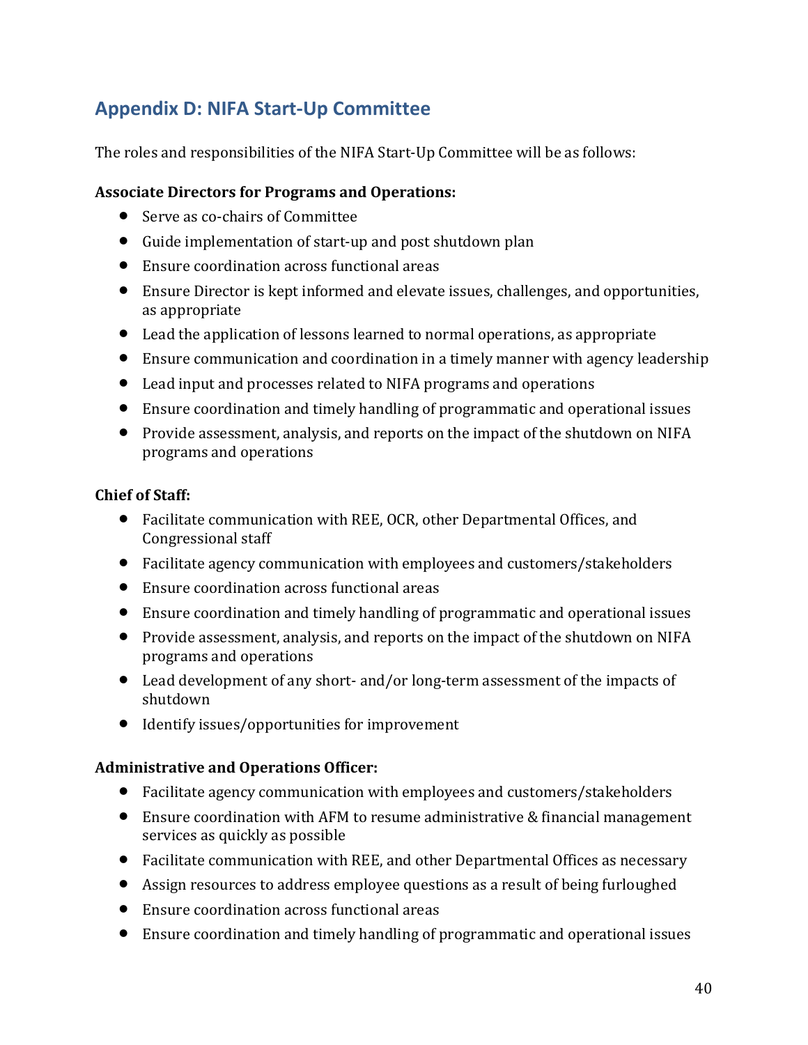## Appendix D: NIFA Start-Up Committee

The roles and responsibilities of the NIFA Start-Up Committee will be as follows:

**Associate Directors for Programs and Operations:**

- Serve as co-chairs of Committee
- Guide implementation of start-up and post shutdown plan
- Ensure coordination across functional areas
- Ensure Director is kept informed and elevate issues, challenges, and opportunities, as appropriate
- Lead the application of lessons learned to normal operations, as appropriate
- Ensure communication and coordination in a timely manner with agency leadership
- Lead input and processes related to NIFA programs and operations
- Ensure coordination and timely handling of programmatic and operational issues
- Provide assessment, analysis, and reports on the impact of the shutdown on NIFA programs and operations

**Chief of Staff:**

- Facilitate communication with REE, OCR, other Departmental Offices, and Congressional staff
- Facilitate agency communication with employees and customers/stakeholders
- Ensure coordination across functional areas
- Ensure coordination and timely handling of programmatic and operational issues
- Provide assessment, analysis, and reports on the impact of the shutdown on NIFA programs and operations
- Lead development of any short- and/or long-term assessment of the impacts of shutdown
- Identify issues/opportunities for improvement

**Administrative and Operations Officer:**

- Facilitate agency communication with employees and customers/stakeholders
- Ensure coordination with AFM to resume administrative & financial management services as quickly as possible
- Facilitate communication with REE, and other Departmental Offices as necessary
- Assign resources to address employee questions as a result of being furloughed
- Ensure coordination across functional areas
- Ensure coordination and timely handling of programmatic and operational issues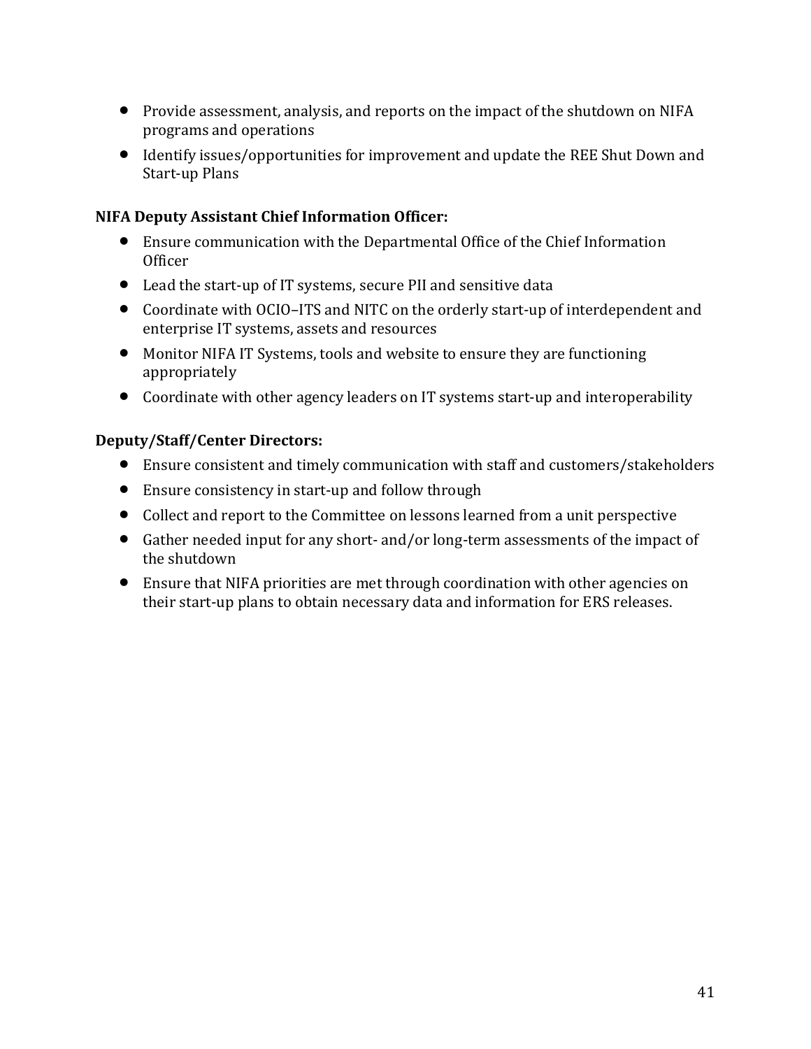- Provide assessment, analysis, and reports on the impact of the shutdown on NIFA programs and operations
- Identify issues/opportunities for improvement and update the REE Shut Down and Start-up Plans

**NIFA Deputy Assistant Chief Information Officer:**

- Ensure communication with the Departmental Office of the Chief Information Officer
- Lead the start-up of IT systems, secure PII and sensitive data
- Coordinate with OCIO–ITS and NITC on the orderly start-up of interdependent and enterprise IT systems, assets and resources
- Monitor NIFA IT Systems, tools and website to ensure they are functioning appropriately
- Coordinate with other agency leaders on IT systems start-up and interoperability

**Deputy/Staff/Center Directors:**

- Ensure consistent and timely communication with staff and customers/stakeholders
- Ensure consistency in start-up and follow through
- Collect and report to the Committee on lessons learned from a unit perspective
- Gather needed input for any short- and/or long-term assessments of the impact of the shutdown
- Ensure that NIFA priorities are met through coordination with other agencies on their start-up plans to obtain necessary data and information for ERS releases.